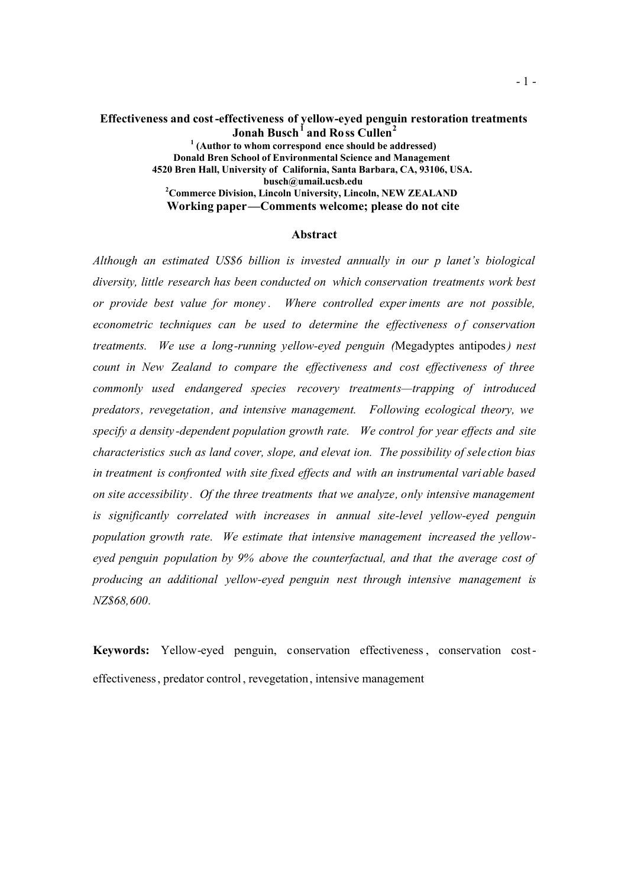# Effectiveness and cost-effectiveness of yellow-eyed penguin restoration treatments

**Jonah Busch[1] and Ross Cullen[2]**

**[1] (Author to whom correspondence should be addressed)**
**Donald Bren School of Environmental Science and Management**
**4520 Bren Hall, University of California, Santa Barbara, CA, 93106, USA.**
**busch@umail.ucsb.edu**
**[2]Commerce Division, Lincoln University, Lincoln, NEW ZEALAND**
**Working paper—Comments welcome; please do not cite**

## Abstract

*Although an estimated US$6 billion is invested annually in our planet's biological diversity, little research has been conducted on which conservation treatments work best or provide best value for money. Where controlled experiments are not possible, econometric techniques can be used to determine the effectiveness of conservation treatments. We use a long-running yellow-eyed penguin (*Megadyptes antipodes*) nest count in New Zealand to compare the effectiveness and cost effectiveness of three commonly used endangered species recovery treatments—trapping of introduced predators, revegetation, and intensive management. Following ecological theory, we specify a density-dependent population growth rate. We control for year effects and site characteristics such as land cover, slope, and elevation. The possibility of selection bias in treatment is confronted with site fixed effects and with an instrumental variable based on site accessibility. Of the three treatments that we analyze, only intensive management is significantly correlated with increases in annual site-level yellow-eyed penguin population growth rate. We estimate that intensive management increased the yellow-eyed penguin population by 9% above the counterfactual, and that the average cost of producing an additional yellow-eyed penguin nest through intensive management is NZ$68,600.*

**Keywords:** Yellow-eyed penguin, conservation effectiveness, conservation cost-effectiveness, predator control, revegetation, intensive management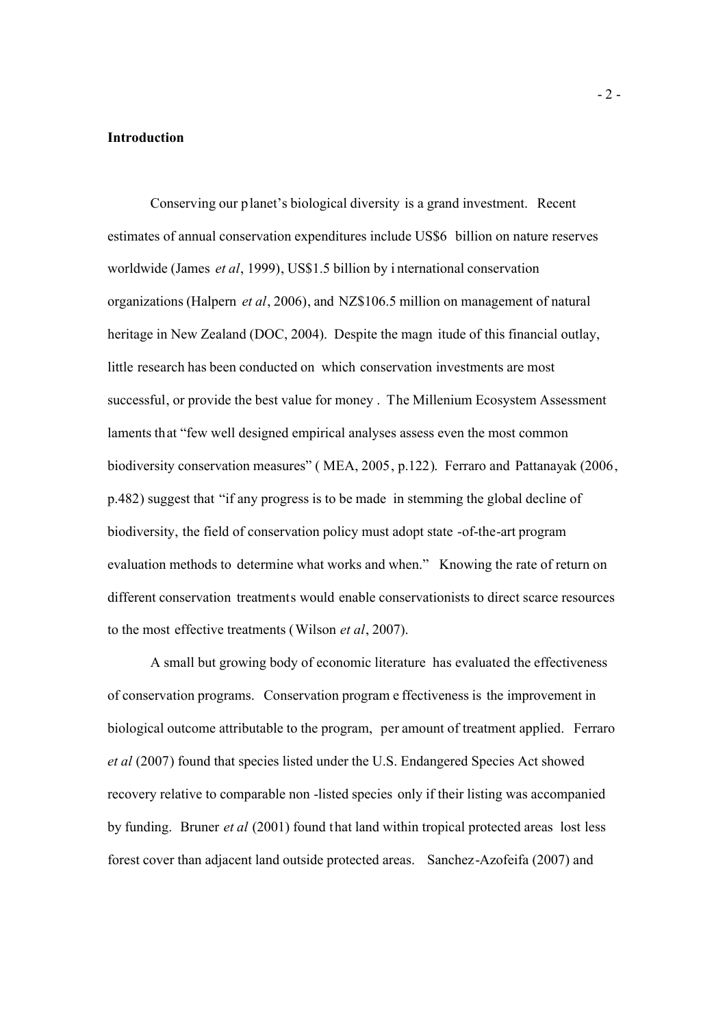## Introduction

Conserving our planet's biological diversity is a grand investment. Recent estimates of annual conservation expenditures include US$6 billion on nature reserves worldwide (James *et al*, 1999), US$1.5 billion by international conservation organizations (Halpern *et al*, 2006), and NZ$106.5 million on management of natural heritage in New Zealand (DOC, 2004). Despite the magnitude of this financial outlay, little research has been conducted on which conservation investments are most successful, or provide the best value for money. The Millenium Ecosystem Assessment laments that "few well designed empirical analyses assess even the most common biodiversity conservation measures" (MEA, 2005, p.122). Ferraro and Pattanayak (2006, p.482) suggest that "if any progress is to be made in stemming the global decline of biodiversity, the field of conservation policy must adopt state-of-the-art program evaluation methods to determine what works and when." Knowing the rate of return on different conservation treatments would enable conservationists to direct scarce resources to the most effective treatments (Wilson *et al*, 2007).

A small but growing body of economic literature has evaluated the effectiveness of conservation programs. Conservation program effectiveness is the improvement in biological outcome attributable to the program, per amount of treatment applied. Ferraro *et al* (2007) found that species listed under the U.S. Endangered Species Act showed recovery relative to comparable non-listed species only if their listing was accompanied by funding. Bruner *et al* (2001) found that land within tropical protected areas lost less forest cover than adjacent land outside protected areas. Sanchez-Azofeifa (2007) and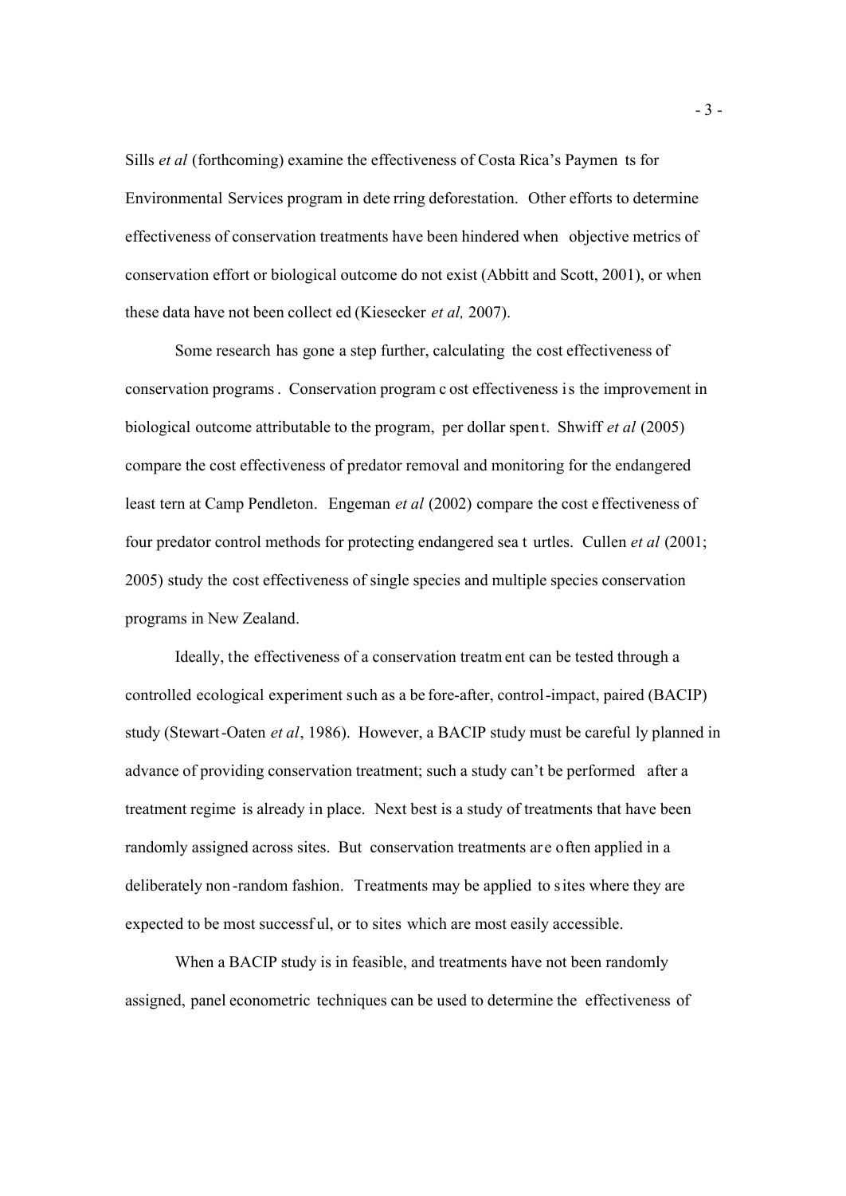Sills *et al* (forthcoming) examine the effectiveness of Costa Rica's Payments for Environmental Services program in deterring deforestation. Other efforts to determine effectiveness of conservation treatments have been hindered when objective metrics of conservation effort or biological outcome do not exist (Abbitt and Scott, 2001), or when these data have not been collected (Kiesecker *et al,* 2007).

Some research has gone a step further, calculating the cost effectiveness of conservation programs. Conservation program cost effectiveness is the improvement in biological outcome attributable to the program, per dollar spent. Shwiff *et al* (2005) compare the cost effectiveness of predator removal and monitoring for the endangered least tern at Camp Pendleton. Engeman *et al* (2002) compare the cost effectiveness of four predator control methods for protecting endangered sea turtles. Cullen *et al* (2001; 2005) study the cost effectiveness of single species and multiple species conservation programs in New Zealand.

Ideally, the effectiveness of a conservation treatment can be tested through a controlled ecological experiment such as a before-after, control-impact, paired (BACIP) study (Stewart-Oaten *et al*, 1986). However, a BACIP study must be carefully planned in advance of providing conservation treatment; such a study can't be performed after a treatment regime is already in place. Next best is a study of treatments that have been randomly assigned across sites. But conservation treatments are often applied in a deliberately non-random fashion. Treatments may be applied to sites where they are expected to be most successful, or to sites which are most easily accessible.

When a BACIP study is infeasible, and treatments have not been randomly assigned, panel econometric techniques can be used to determine the effectiveness of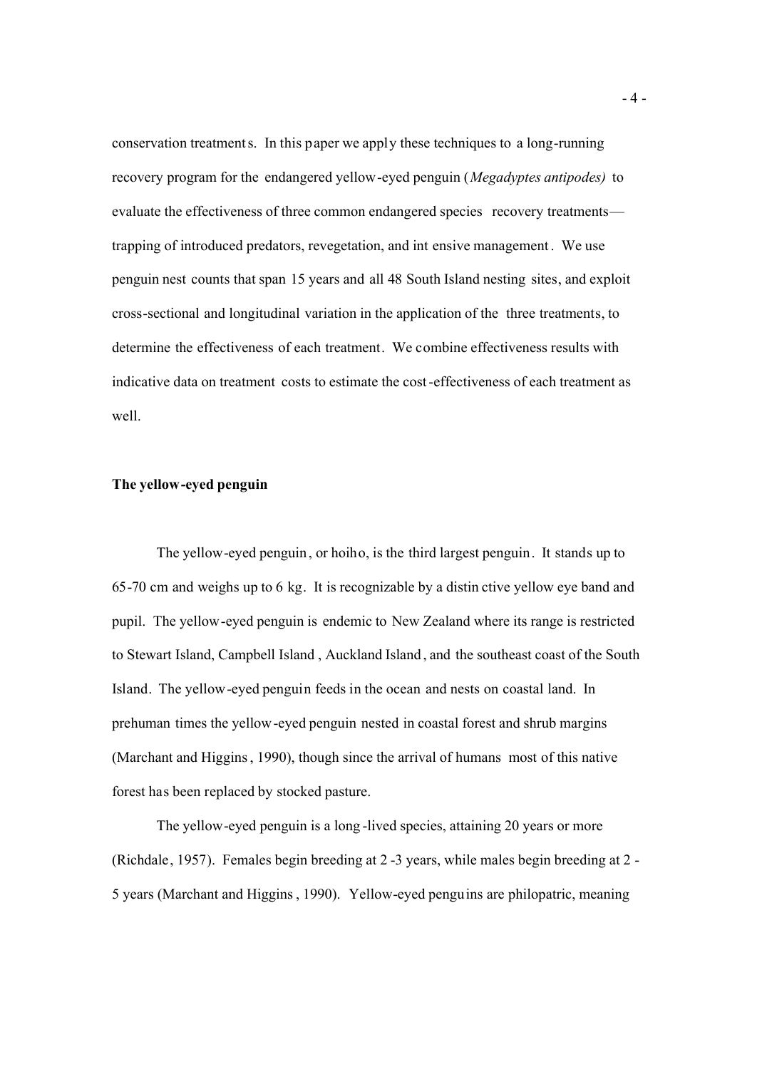conservation treatments. In this paper we apply these techniques to a long-running recovery program for the endangered yellow-eyed penguin (*Megadyptes antipodes)* to evaluate the effectiveness of three common endangered species recovery treatments—trapping of introduced predators, revegetation, and intensive management. We use penguin nest counts that span 15 years and all 48 South Island nesting sites, and exploit cross-sectional and longitudinal variation in the application of the three treatments, to determine the effectiveness of each treatment. We combine effectiveness results with indicative data on treatment costs to estimate the cost-effectiveness of each treatment as well.

**The yellow-eyed penguin**

The yellow-eyed penguin, or hoiho, is the third largest penguin. It stands up to 65-70 cm and weighs up to 6 kg. It is recognizable by a distinctive yellow eye band and pupil. The yellow-eyed penguin is endemic to New Zealand where its range is restricted to Stewart Island, Campbell Island, Auckland Island, and the southeast coast of the South Island. The yellow-eyed penguin feeds in the ocean and nests on coastal land. In prehuman times the yellow-eyed penguin nested in coastal forest and shrub margins (Marchant and Higgins, 1990), though since the arrival of humans most of this native forest has been replaced by stocked pasture.

The yellow-eyed penguin is a long-lived species, attaining 20 years or more (Richdale, 1957). Females begin breeding at 2-3 years, while males begin breeding at 2-5 years (Marchant and Higgins, 1990). Yellow-eyed penguins are philopatric, meaning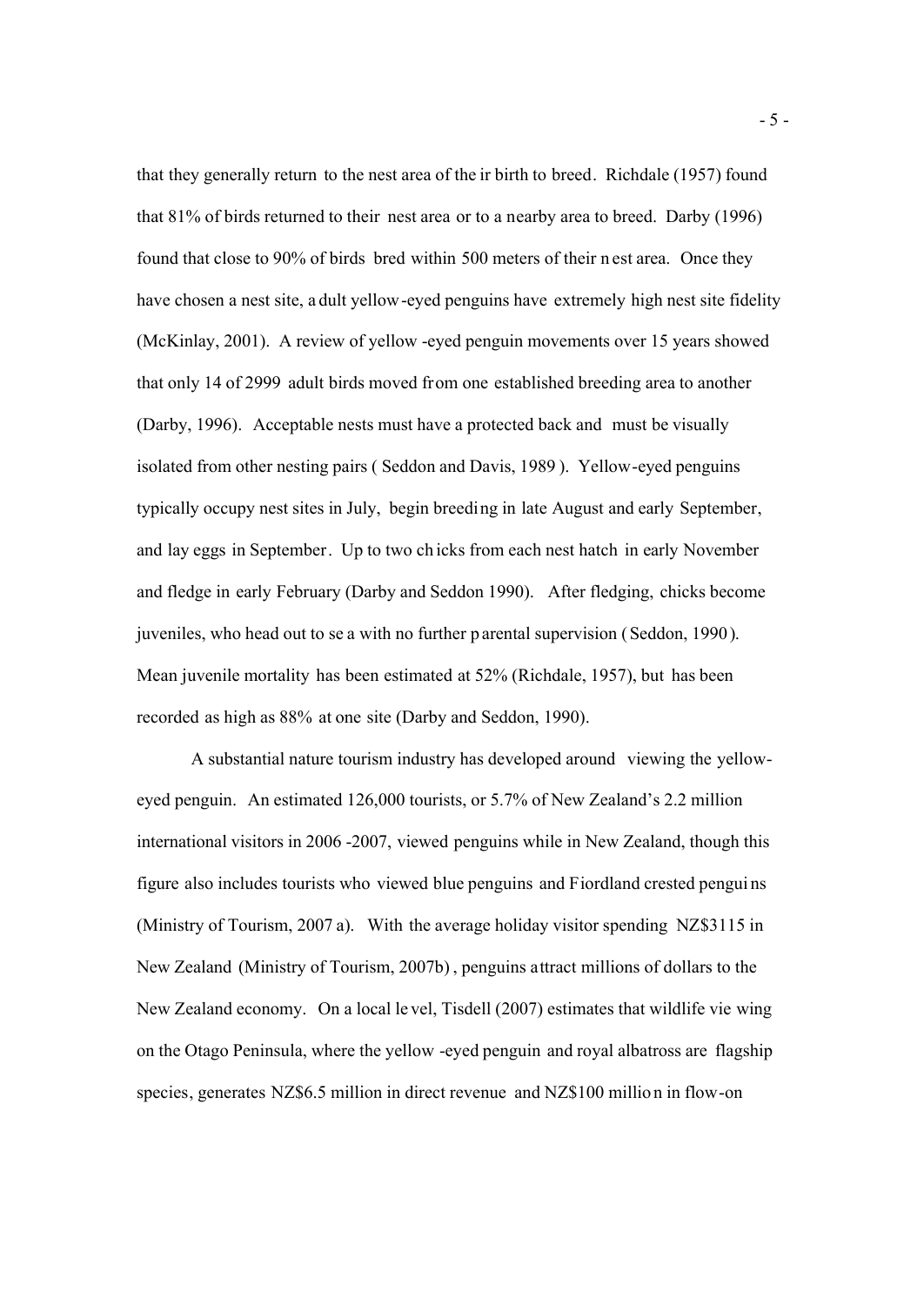that they generally return to the nest area of their birth to breed. Richdale (1957) found that 81% of birds returned to their nest area or to a nearby area to breed. Darby (1996) found that close to 90% of birds bred within 500 meters of their nest area. Once they have chosen a nest site, adult yellow-eyed penguins have extremely high nest site fidelity (McKinlay, 2001). A review of yellow-eyed penguin movements over 15 years showed that only 14 of 2999 adult birds moved from one established breeding area to another (Darby, 1996). Acceptable nests must have a protected back and must be visually isolated from other nesting pairs (Seddon and Davis, 1989). Yellow-eyed penguins typically occupy nest sites in July, begin breeding in late August and early September, and lay eggs in September. Up to two chicks from each nest hatch in early November and fledge in early February (Darby and Seddon 1990). After fledging, chicks become juveniles, who head out to sea with no further parental supervision (Seddon, 1990). Mean juvenile mortality has been estimated at 52% (Richdale, 1957), but has been recorded as high as 88% at one site (Darby and Seddon, 1990).

A substantial nature tourism industry has developed around viewing the yellow-eyed penguin. An estimated 126,000 tourists, or 5.7% of New Zealand's 2.2 million international visitors in 2006-2007, viewed penguins while in New Zealand, though this figure also includes tourists who viewed blue penguins and Fiordland crested penguins (Ministry of Tourism, 2007a). With the average holiday visitor spending NZ$3115 in New Zealand (Ministry of Tourism, 2007b), penguins attract millions of dollars to the New Zealand economy. On a local level, Tisdell (2007) estimates that wildlife viewing on the Otago Peninsula, where the yellow-eyed penguin and royal albatross are flagship species, generates NZ$6.5 million in direct revenue and NZ$100 million in flow-on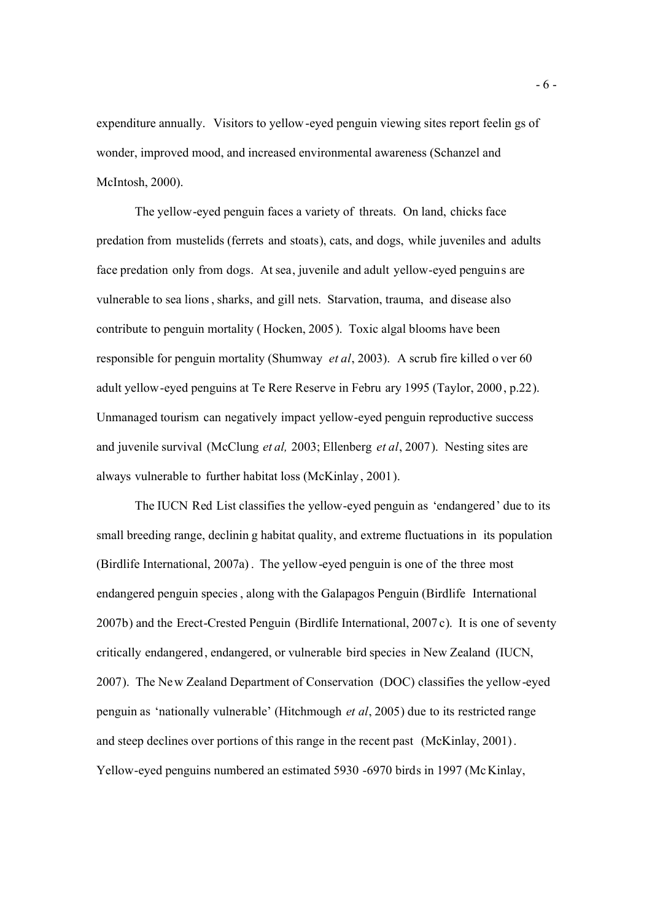expenditure annually. Visitors to yellow-eyed penguin viewing sites report feelings of wonder, improved mood, and increased environmental awareness (Schanzel and McIntosh, 2000).

The yellow-eyed penguin faces a variety of threats. On land, chicks face predation from mustelids (ferrets and stoats), cats, and dogs, while juveniles and adults face predation only from dogs. At sea, juvenile and adult yellow-eyed penguins are vulnerable to sea lions, sharks, and gill nets. Starvation, trauma, and disease also contribute to penguin mortality (Hocken, 2005). Toxic algal blooms have been responsible for penguin mortality (Shumway *et al*, 2003). A scrub fire killed over 60 adult yellow-eyed penguins at Te Rere Reserve in February 1995 (Taylor, 2000, p.22). Unmanaged tourism can negatively impact yellow-eyed penguin reproductive success and juvenile survival (McClung *et al,* 2003; Ellenberg *et al*, 2007). Nesting sites are always vulnerable to further habitat loss (McKinlay, 2001).

The IUCN Red List classifies the yellow-eyed penguin as 'endangered' due to its small breeding range, declining habitat quality, and extreme fluctuations in its population (Birdlife International, 2007a). The yellow-eyed penguin is one of the three most endangered penguin species, along with the Galapagos Penguin (Birdlife International 2007b) and the Erect-Crested Penguin (Birdlife International, 2007c). It is one of seventy critically endangered, endangered, or vulnerable bird species in New Zealand (IUCN, 2007). The New Zealand Department of Conservation (DOC) classifies the yellow-eyed penguin as 'nationally vulnerable' (Hitchmough *et al*, 2005) due to its restricted range and steep declines over portions of this range in the recent past (McKinlay, 2001). Yellow-eyed penguins numbered an estimated 5930 -6970 birds in 1997 (McKinlay,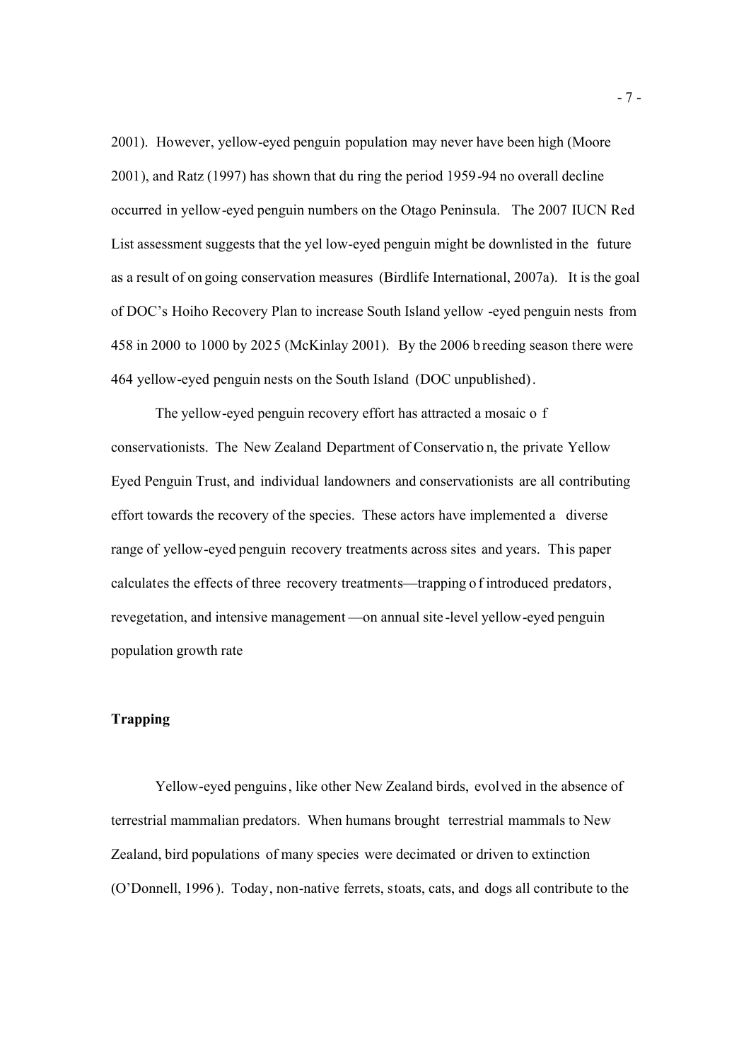2001). However, yellow-eyed penguin population may never have been high (Moore 2001), and Ratz (1997) has shown that during the period 1959-94 no overall decline occurred in yellow-eyed penguin numbers on the Otago Peninsula. The 2007 IUCN Red List assessment suggests that the yellow-eyed penguin might be downlisted in the future as a result of ongoing conservation measures (Birdlife International, 2007a). It is the goal of DOC's Hoiho Recovery Plan to increase South Island yellow-eyed penguin nests from 458 in 2000 to 1000 by 2025 (McKinlay 2001). By the 2006 breeding season there were 464 yellow-eyed penguin nests on the South Island (DOC unpublished).

The yellow-eyed penguin recovery effort has attracted a mosaic of conservationists. The New Zealand Department of Conservation, the private Yellow Eyed Penguin Trust, and individual landowners and conservationists are all contributing effort towards the recovery of the species. These actors have implemented a diverse range of yellow-eyed penguin recovery treatments across sites and years. This paper calculates the effects of three recovery treatments—trapping of introduced predators, revegetation, and intensive management—on annual site-level yellow-eyed penguin population growth rate

## Trapping

Yellow-eyed penguins, like other New Zealand birds, evolved in the absence of terrestrial mammalian predators. When humans brought terrestrial mammals to New Zealand, bird populations of many species were decimated or driven to extinction (O'Donnell, 1996). Today, non-native ferrets, stoats, cats, and dogs all contribute to the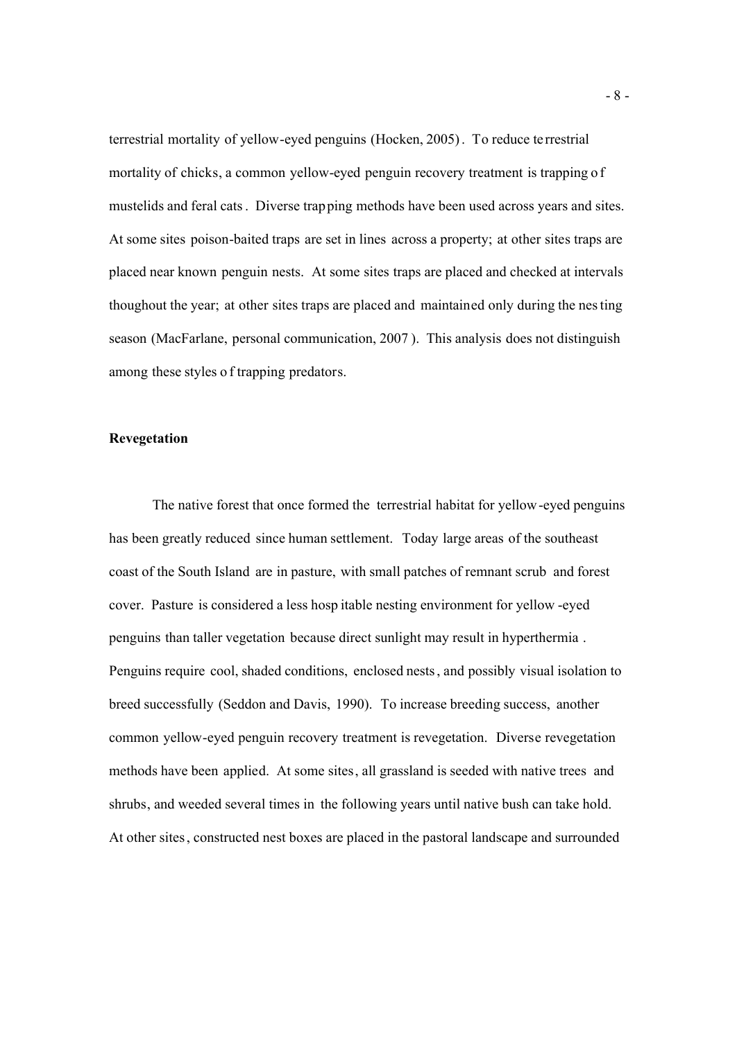terrestrial mortality of yellow-eyed penguins (Hocken, 2005). To reduce terrestrial mortality of chicks, a common yellow-eyed penguin recovery treatment is trapping of mustelids and feral cats. Diverse trapping methods have been used across years and sites. At some sites poison-baited traps are set in lines across a property; at other sites traps are placed near known penguin nests. At some sites traps are placed and checked at intervals thoughout the year; at other sites traps are placed and maintained only during the nesting season (MacFarlane, personal communication, 2007). This analysis does not distinguish among these styles of trapping predators.

**Revegetation**

The native forest that once formed the terrestrial habitat for yellow-eyed penguins has been greatly reduced since human settlement. Today large areas of the southeast coast of the South Island are in pasture, with small patches of remnant scrub and forest cover. Pasture is considered a less hospitable nesting environment for yellow-eyed penguins than taller vegetation because direct sunlight may result in hyperthermia. Penguins require cool, shaded conditions, enclosed nests, and possibly visual isolation to breed successfully (Seddon and Davis, 1990). To increase breeding success, another common yellow-eyed penguin recovery treatment is revegetation. Diverse revegetation methods have been applied. At some sites, all grassland is seeded with native trees and shrubs, and weeded several times in the following years until native bush can take hold. At other sites, constructed nest boxes are placed in the pastoral landscape and surrounded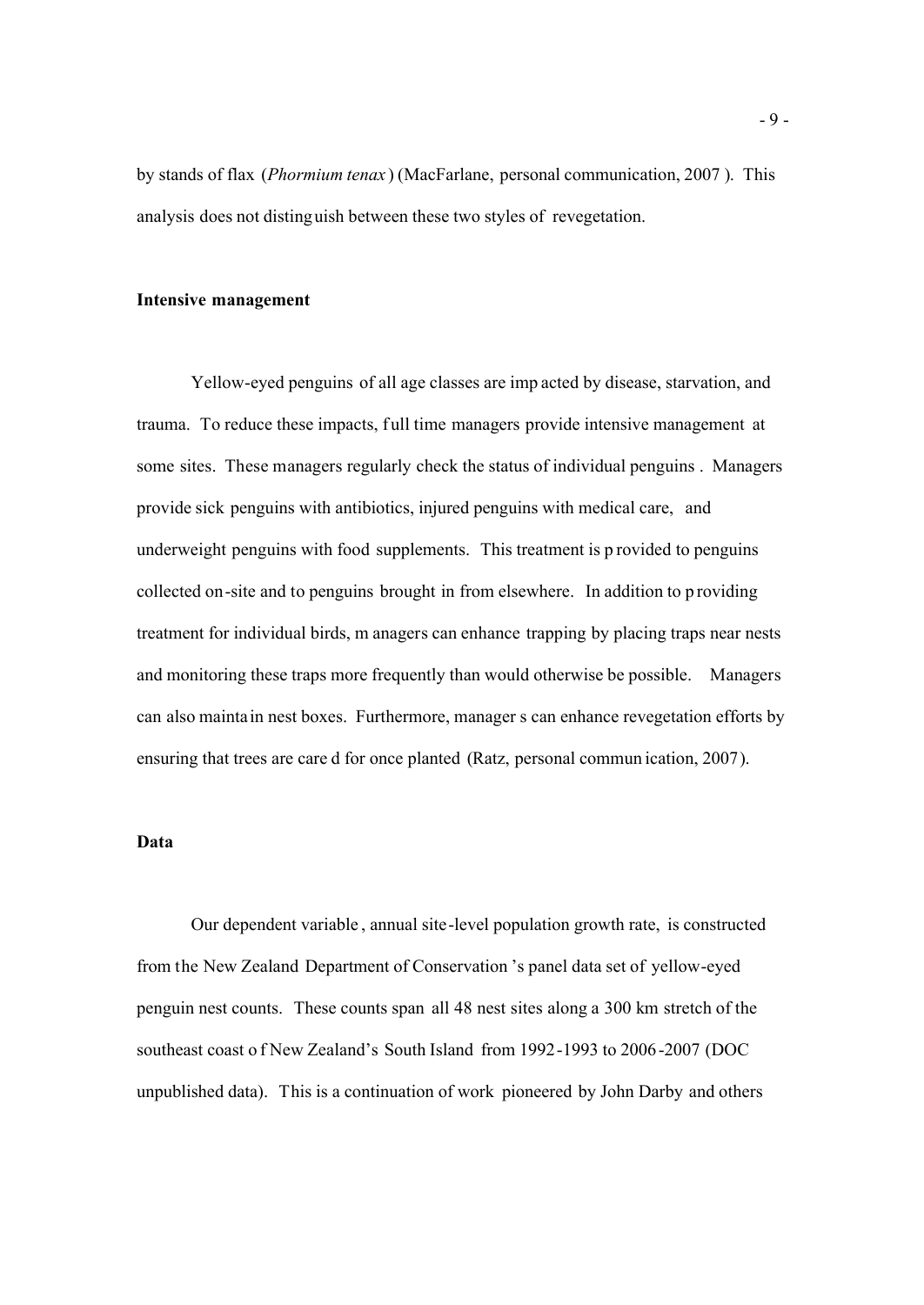by stands of flax (*Phormium tenax*) (MacFarlane, personal communication, 2007). This analysis does not distinguish between these two styles of revegetation.

**Intensive management**

Yellow-eyed penguins of all age classes are impacted by disease, starvation, and trauma. To reduce these impacts, full time managers provide intensive management at some sites. These managers regularly check the status of individual penguins. Managers provide sick penguins with antibiotics, injured penguins with medical care, and underweight penguins with food supplements. This treatment is provided to penguins collected on-site and to penguins brought in from elsewhere. In addition to providing treatment for individual birds, managers can enhance trapping by placing traps near nests and monitoring these traps more frequently than would otherwise be possible. Managers can also maintain nest boxes. Furthermore, managers can enhance revegetation efforts by ensuring that trees are cared for once planted (Ratz, personal communication, 2007).

**Data**

Our dependent variable, annual site-level population growth rate, is constructed from the New Zealand Department of Conservation's panel data set of yellow-eyed penguin nest counts. These counts span all 48 nest sites along a 300 km stretch of the southeast coast of New Zealand's South Island from 1992-1993 to 2006-2007 (DOC unpublished data). This is a continuation of work pioneered by John Darby and others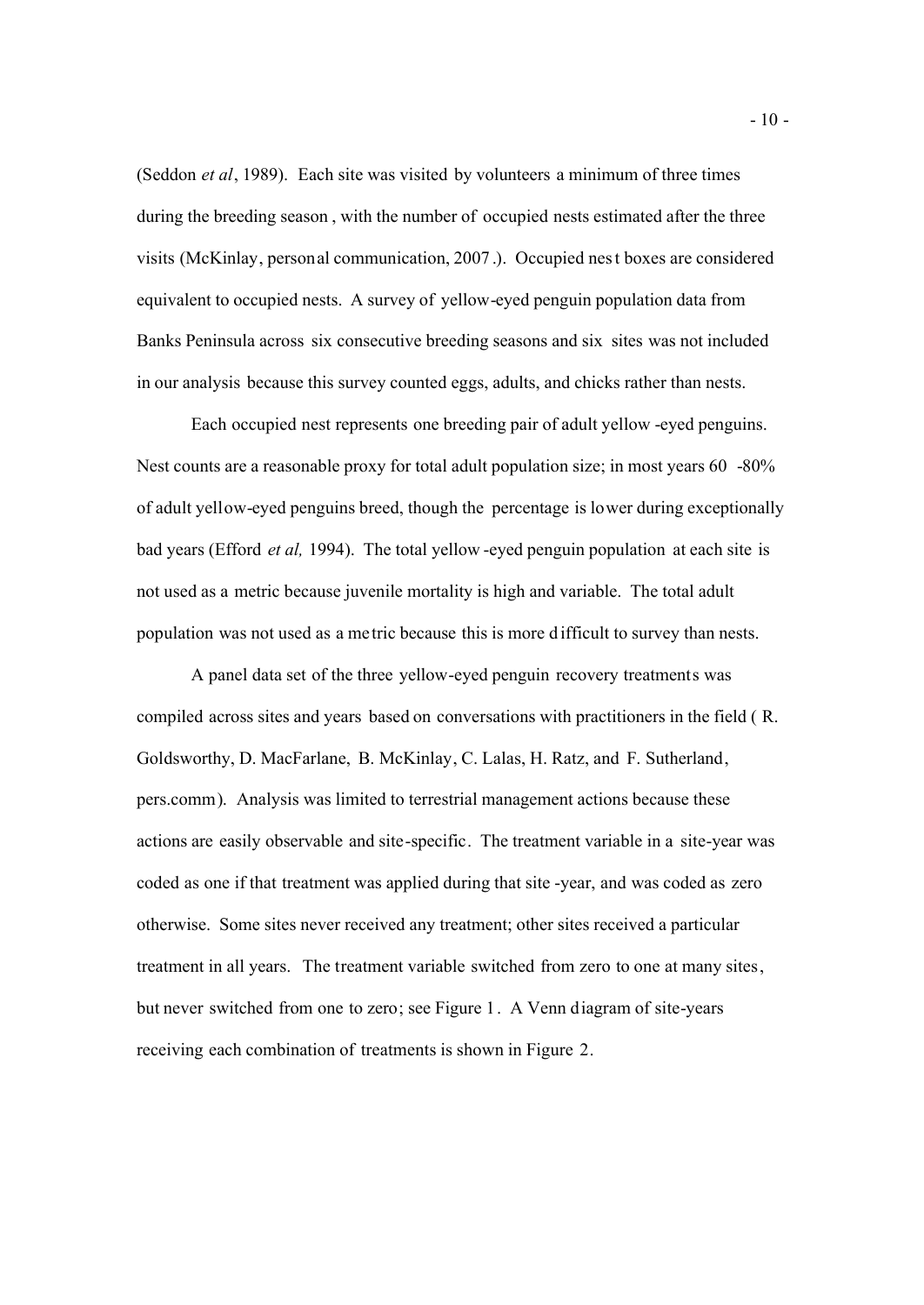(Seddon *et al*, 1989). Each site was visited by volunteers a minimum of three times during the breeding season, with the number of occupied nests estimated after the three visits (McKinlay, personal communication, 2007.). Occupied nest boxes are considered equivalent to occupied nests. A survey of yellow-eyed penguin population data from Banks Peninsula across six consecutive breeding seasons and six sites was not included in our analysis because this survey counted eggs, adults, and chicks rather than nests.

Each occupied nest represents one breeding pair of adult yellow-eyed penguins. Nest counts are a reasonable proxy for total adult population size; in most years 60 -80% of adult yellow-eyed penguins breed, though the percentage is lower during exceptionally bad years (Efford *et al,* 1994). The total yellow-eyed penguin population at each site is not used as a metric because juvenile mortality is high and variable. The total adult population was not used as a metric because this is more difficult to survey than nests.

A panel data set of the three yellow-eyed penguin recovery treatments was compiled across sites and years based on conversations with practitioners in the field ( R. Goldsworthy, D. MacFarlane, B. McKinlay, C. Lalas, H. Ratz, and F. Sutherland, pers.comm). Analysis was limited to terrestrial management actions because these actions are easily observable and site-specific. The treatment variable in a site-year was coded as one if that treatment was applied during that site-year, and was coded as zero otherwise. Some sites never received any treatment; other sites received a particular treatment in all years. The treatment variable switched from zero to one at many sites, but never switched from one to zero; see Figure 1. A Venn diagram of site-years receiving each combination of treatments is shown in Figure 2.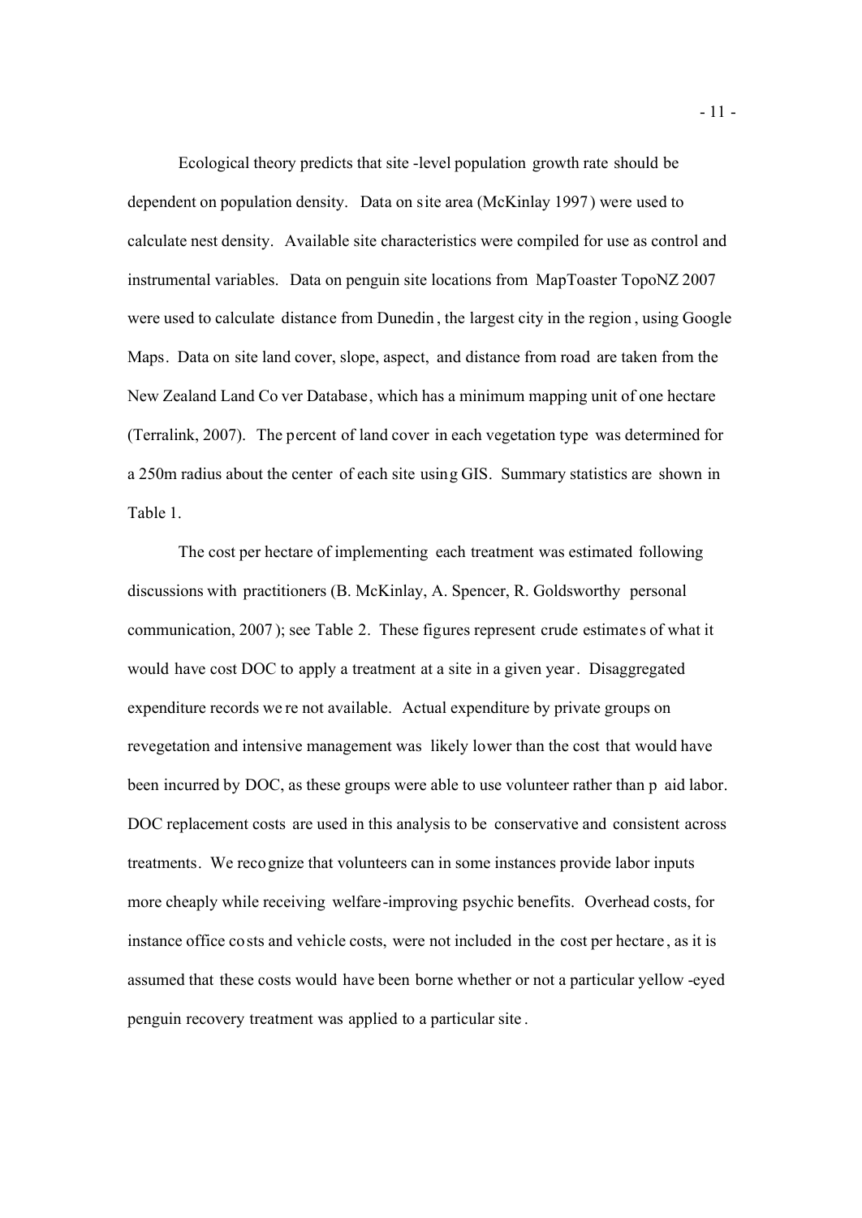Ecological theory predicts that site-level population growth rate should be dependent on population density. Data on site area (McKinlay 1997) were used to calculate nest density. Available site characteristics were compiled for use as control and instrumental variables. Data on penguin site locations from MapToaster TopoNZ 2007 were used to calculate distance from Dunedin, the largest city in the region, using Google Maps. Data on site land cover, slope, aspect, and distance from road are taken from the New Zealand Land Cover Database, which has a minimum mapping unit of one hectare (Terralink, 2007). The percent of land cover in each vegetation type was determined for a 250m radius about the center of each site using GIS. Summary statistics are shown in Table 1.

The cost per hectare of implementing each treatment was estimated following discussions with practitioners (B. McKinlay, A. Spencer, R. Goldsworthy personal communication, 2007); see Table 2. These figures represent crude estimates of what it would have cost DOC to apply a treatment at a site in a given year. Disaggregated expenditure records were not available. Actual expenditure by private groups on revegetation and intensive management was likely lower than the cost that would have been incurred by DOC, as these groups were able to use volunteer rather than paid labor. DOC replacement costs are used in this analysis to be conservative and consistent across treatments. We recognize that volunteers can in some instances provide labor inputs more cheaply while receiving welfare-improving psychic benefits. Overhead costs, for instance office costs and vehicle costs, were not included in the cost per hectare, as it is assumed that these costs would have been borne whether or not a particular yellow-eyed penguin recovery treatment was applied to a particular site.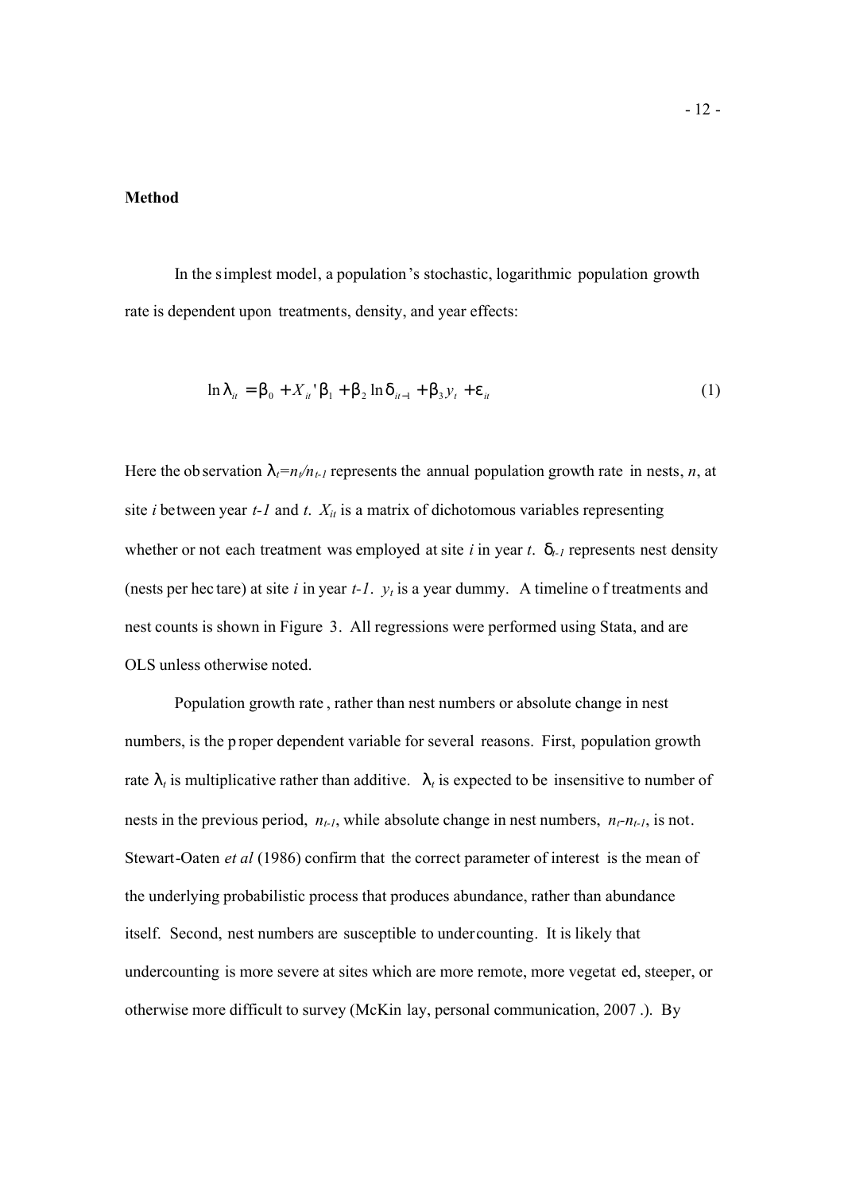**Method**

In the simplest model, a population's stochastic, logarithmic population growth rate is dependent upon treatments, density, and year effects:

$$\ln \lambda_{it} = \beta_0 + X_{it}'\beta_1 + \beta_2 \ln \delta_{it-1} + \beta_3 y_t + \varepsilon_{it} \quad (1)$$

Here the observation $\lambda_t = n_t / n_{t-1}$ represents the annual population growth rate in nests, $n$, at site $i$ between year $t-1$ and $t$. $X_{it}$ is a matrix of dichotomous variables representing whether or not each treatment was employed at site $i$ in year $t$. $\delta_{t-1}$ represents nest density (nests per hectare) at site $i$ in year $t-1$. $y_t$ is a year dummy. A timeline of treatments and nest counts is shown in Figure 3. All regressions were performed using Stata, and are OLS unless otherwise noted.

Population growth rate, rather than nest numbers or absolute change in nest numbers, is the proper dependent variable for several reasons. First, population growth rate $\lambda_t$ is multiplicative rather than additive. $\lambda_t$ is expected to be insensitive to number of nests in the previous period, $n_{t-1}$, while absolute change in nest numbers, $n_t - n_{t-1}$, is not. Stewart-Oaten *et al* (1986) confirm that the correct parameter of interest is the mean of the underlying probabilistic process that produces abundance, rather than abundance itself. Second, nest numbers are susceptible to undercounting. It is likely that undercounting is more severe at sites which are more remote, more vegetated, steeper, or otherwise more difficult to survey (McKinlay, personal communication, 2007.). By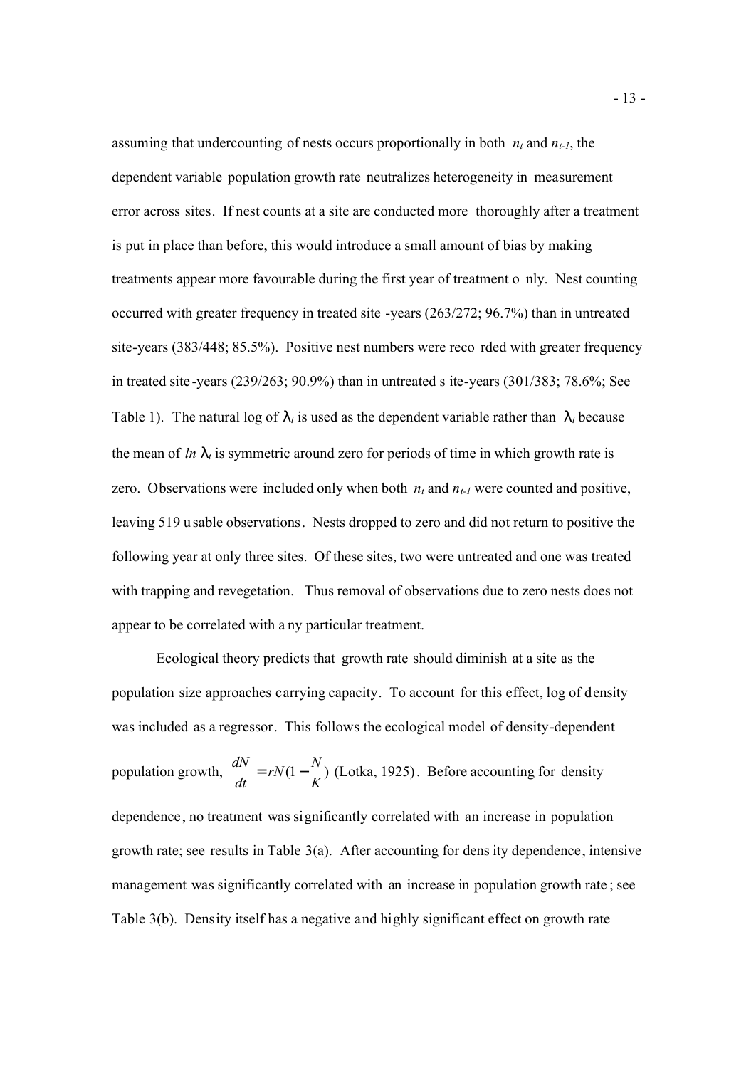assuming that undercounting of nests occurs proportionally in both $n_t$ and $n_{t-1}$, the dependent variable population growth rate neutralizes heterogeneity in measurement error across sites. If nest counts at a site are conducted more thoroughly after a treatment is put in place than before, this would introduce a small amount of bias by making treatments appear more favourable during the first year of treatment only. Nest counting occurred with greater frequency in treated site-years (263/272; 96.7%) than in untreated site-years (383/448; 85.5%). Positive nest numbers were recorded with greater frequency in treated site-years (239/263; 90.9%) than in untreated site-years (301/383; 78.6%; See Table 1). The natural log of $\lambda_t$ is used as the dependent variable rather than $\lambda_t$ because the mean of $ln\ \lambda_t$ is symmetric around zero for periods of time in which growth rate is zero. Observations were included only when both $n_t$ and $n_{t-1}$ were counted and positive, leaving 519 usable observations. Nests dropped to zero and did not return to positive the following year at only three sites. Of these sites, two were untreated and one was treated with trapping and revegetation. Thus removal of observations due to zero nests does not appear to be correlated with any particular treatment.

Ecological theory predicts that growth rate should diminish at a site as the population size approaches carrying capacity. To account for this effect, log of density was included as a regressor. This follows the ecological model of density-dependent population growth, $\frac{dN}{dt} = rN(1 - \frac{N}{K})$ (Lotka, 1925). Before accounting for density dependence, no treatment was significantly correlated with an increase in population growth rate; see results in Table 3(a). After accounting for density dependence, intensive management was significantly correlated with an increase in population growth rate; see Table 3(b). Density itself has a negative and highly significant effect on growth rate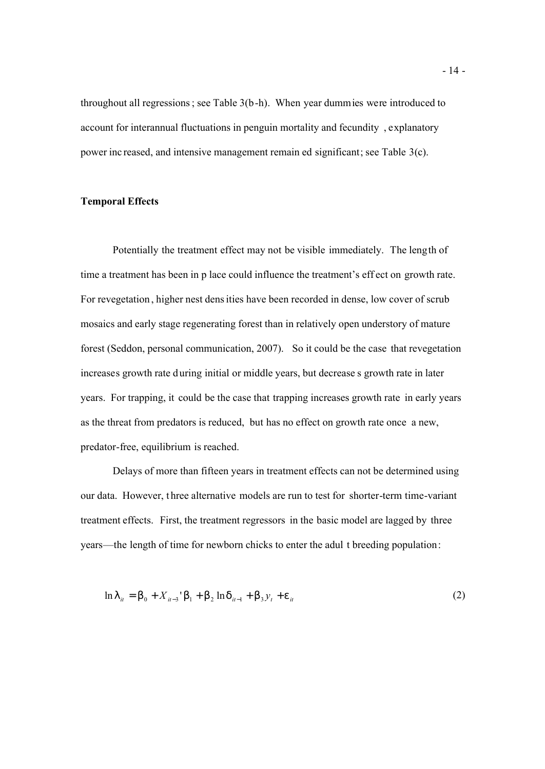throughout all regressions; see Table 3(b-h). When year dummies were introduced to account for interannual fluctuations in penguin mortality and fecundity, explanatory power increased, and intensive management remained significant; see Table 3(c).

**Temporal Effects**

Potentially the treatment effect may not be visible immediately. The length of time a treatment has been in place could influence the treatment's effect on growth rate. For revegetation, higher nest densities have been recorded in dense, low cover of scrub mosaics and early stage regenerating forest than in relatively open understory of mature forest (Seddon, personal communication, 2007). So it could be the case that revegetation increases growth rate during initial or middle years, but decreases growth rate in later years. For trapping, it could be the case that trapping increases growth rate in early years as the threat from predators is reduced, but has no effect on growth rate once a new, predator-free, equilibrium is reached.

Delays of more than fifteen years in treatment effects can not be determined using our data. However, three alternative models are run to test for shorter-term time-variant treatment effects. First, the treatment regressors in the basic model are lagged by three years—the length of time for newborn chicks to enter the adult breeding population:

$$\ln \lambda_{it} = \beta_0 + X_{it-3}'\beta_1 + \beta_2 \ln \delta_{it-1} + \beta_3 y_t + \varepsilon_{it} \tag{2}$$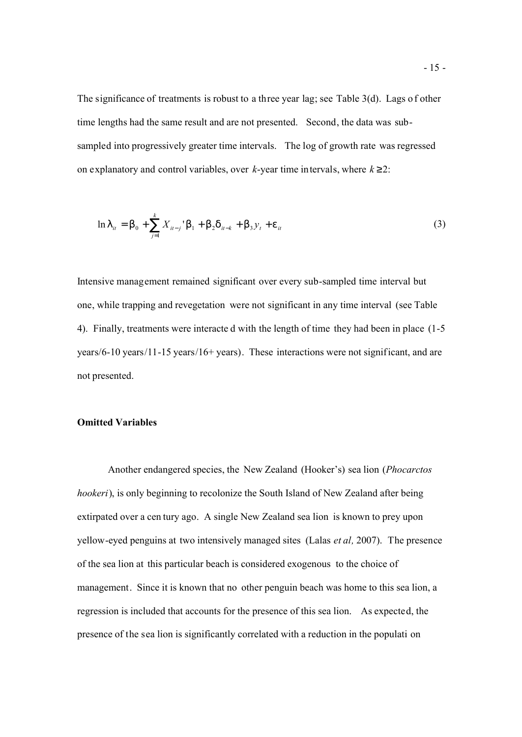The significance of treatments is robust to a three year lag; see Table 3(d). Lags of other time lengths had the same result and are not presented. Second, the data was sub-sampled into progressively greater time intervals. The log of growth rate was regressed on explanatory and control variables, over *k*-year time intervals, where $k \geq 2$:

$$\ln \lambda_{it} = \beta_0 + \sum_{j=1}^{k} X_{it-j}'\beta_1 + \beta_2 \delta_{it-k} + \beta_3 y_t + \varepsilon_{it} \tag{3}$$

Intensive management remained significant over every sub-sampled time interval but one, while trapping and revegetation were not significant in any time interval (see Table 4). Finally, treatments were interacted with the length of time they had been in place (1-5 years/6-10 years/11-15 years/16+ years). These interactions were not significant, and are not presented.

### Omitted Variables

Another endangered species, the New Zealand (Hooker's) sea lion (*Phocarctos hookeri*), is only beginning to recolonize the South Island of New Zealand after being extirpated over a century ago. A single New Zealand sea lion is known to prey upon yellow-eyed penguins at two intensively managed sites (Lalas *et al,* 2007). The presence of the sea lion at this particular beach is considered exogenous to the choice of management. Since it is known that no other penguin beach was home to this sea lion, a regression is included that accounts for the presence of this sea lion. As expected, the presence of the sea lion is significantly correlated with a reduction in the population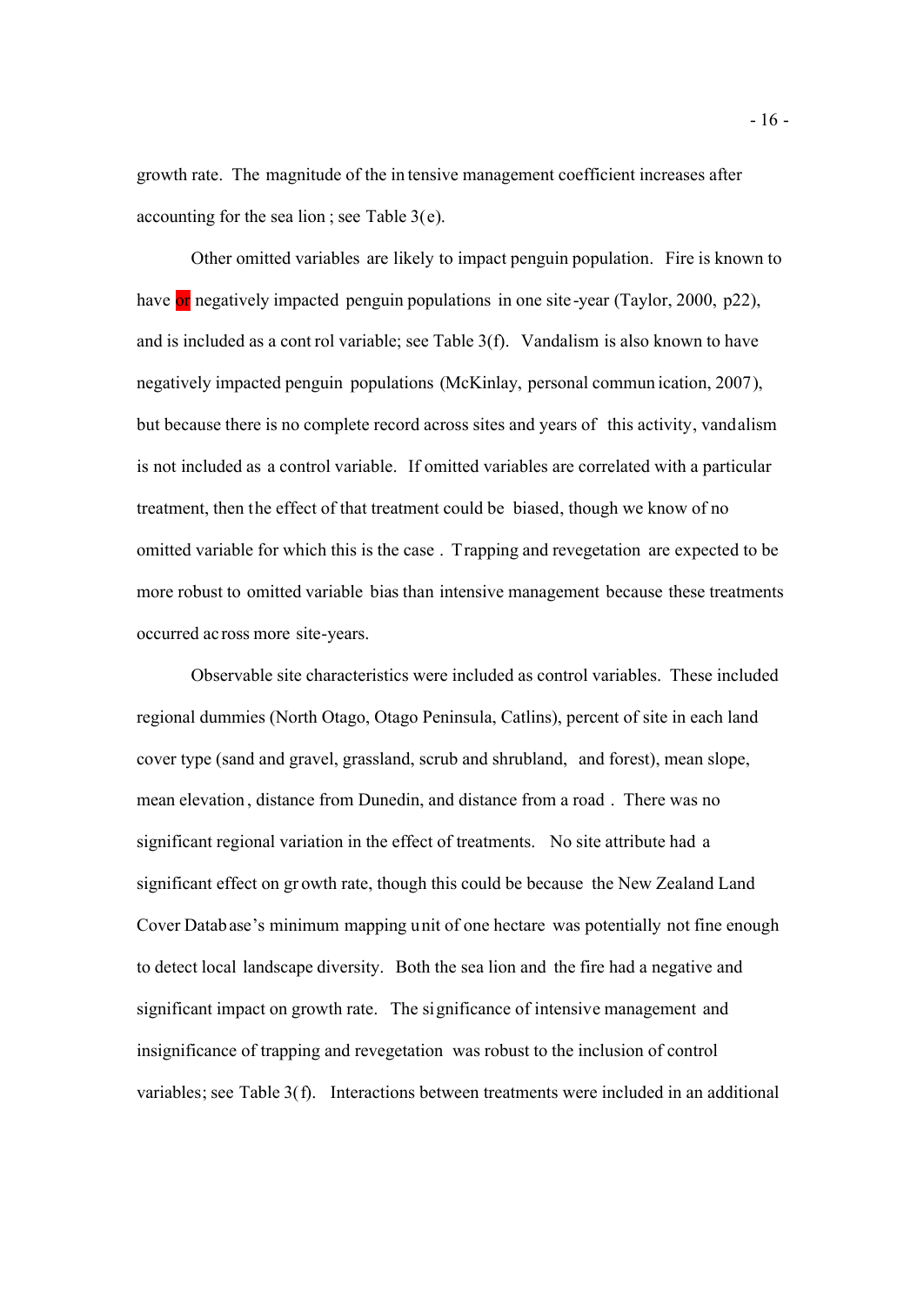growth rate. The magnitude of the intensive management coefficient increases after accounting for the sea lion; see Table 3(e).

Other omitted variables are likely to impact penguin population. Fire is known to have or negatively impacted penguin populations in one site-year (Taylor, 2000, p22), and is included as a control variable; see Table 3(f). Vandalism is also known to have negatively impacted penguin populations (McKinlay, personal communication, 2007), but because there is no complete record across sites and years of this activity, vandalism is not included as a control variable. If omitted variables are correlated with a particular treatment, then the effect of that treatment could be biased, though we know of no omitted variable for which this is the case. Trapping and revegetation are expected to be more robust to omitted variable bias than intensive management because these treatments occurred across more site-years.

Observable site characteristics were included as control variables. These included regional dummies (North Otago, Otago Peninsula, Catlins), percent of site in each land cover type (sand and gravel, grassland, scrub and shrubland, and forest), mean slope, mean elevation, distance from Dunedin, and distance from a road. There was no significant regional variation in the effect of treatments. No site attribute had a significant effect on growth rate, though this could be because the New Zealand Land Cover Database's minimum mapping unit of one hectare was potentially not fine enough to detect local landscape diversity. Both the sea lion and the fire had a negative and significant impact on growth rate. The significance of intensive management and insignificance of trapping and revegetation was robust to the inclusion of control variables; see Table 3(f). Interactions between treatments were included in an additional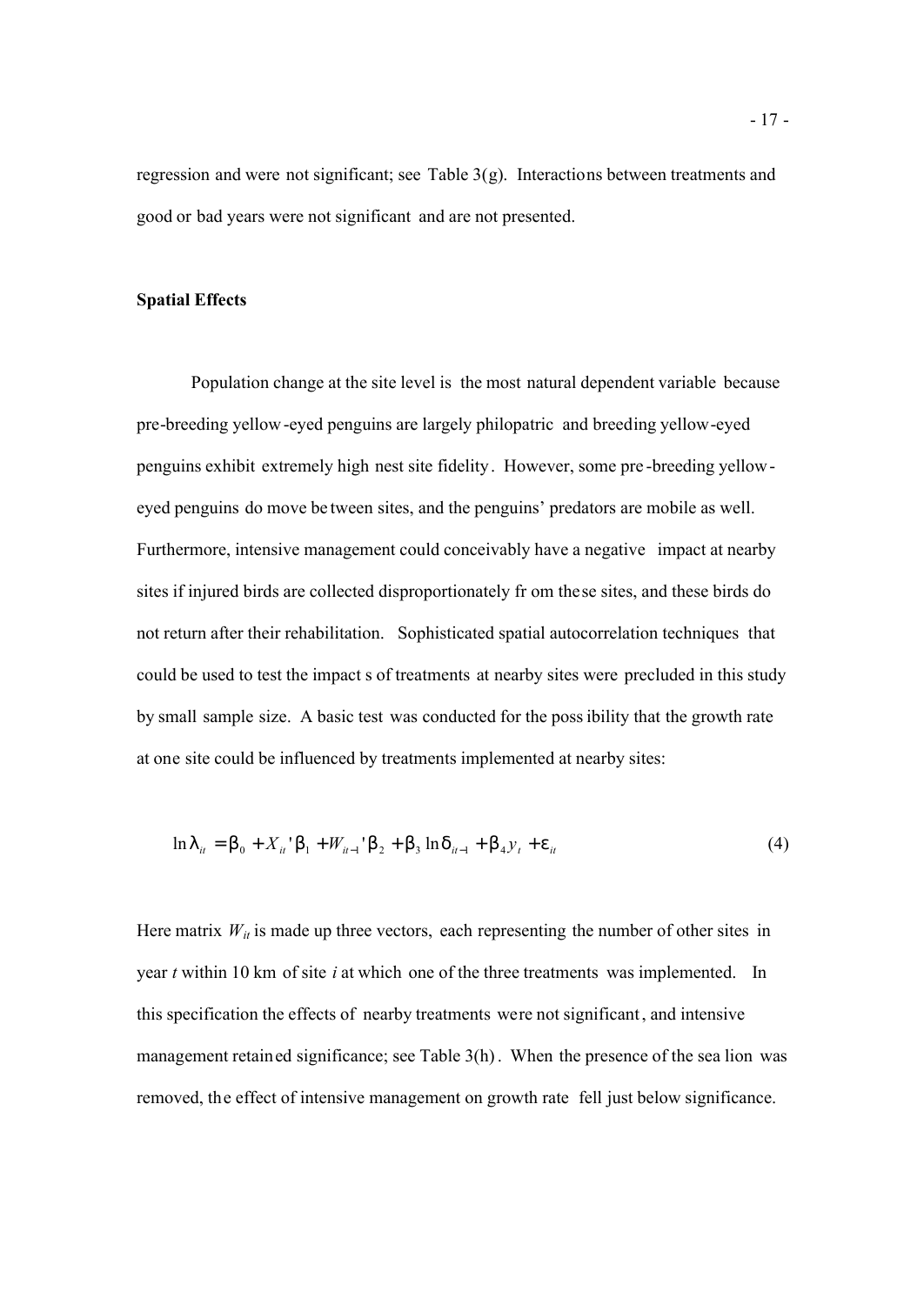regression and were not significant; see Table 3(g). Interactions between treatments and good or bad years were not significant and are not presented.

**Spatial Effects**

Population change at the site level is the most natural dependent variable because pre-breeding yellow-eyed penguins are largely philopatric and breeding yellow-eyed penguins exhibit extremely high nest site fidelity. However, some pre-breeding yellow-eyed penguins do move between sites, and the penguins' predators are mobile as well. Furthermore, intensive management could conceivably have a negative impact at nearby sites if injured birds are collected disproportionately from these sites, and these birds do not return after their rehabilitation. Sophisticated spatial autocorrelation techniques that could be used to test the impacts of treatments at nearby sites were precluded in this study by small sample size. A basic test was conducted for the possibility that the growth rate at one site could be influenced by treatments implemented at nearby sites:

$$\ln \lambda_{it} = \beta_0 + X_{it}'\beta_1 + W_{it-1}'\beta_2 + \beta_3 \ln \delta_{it-1} + \beta_4 y_t + \varepsilon_{it} \tag{4}$$

Here matrix $W_{it}$ is made up three vectors, each representing the number of other sites in year $t$ within 10 km of site $i$ at which one of the three treatments was implemented. In this specification the effects of nearby treatments were not significant, and intensive management retained significance; see Table 3(h). When the presence of the sea lion was removed, the effect of intensive management on growth rate fell just below significance.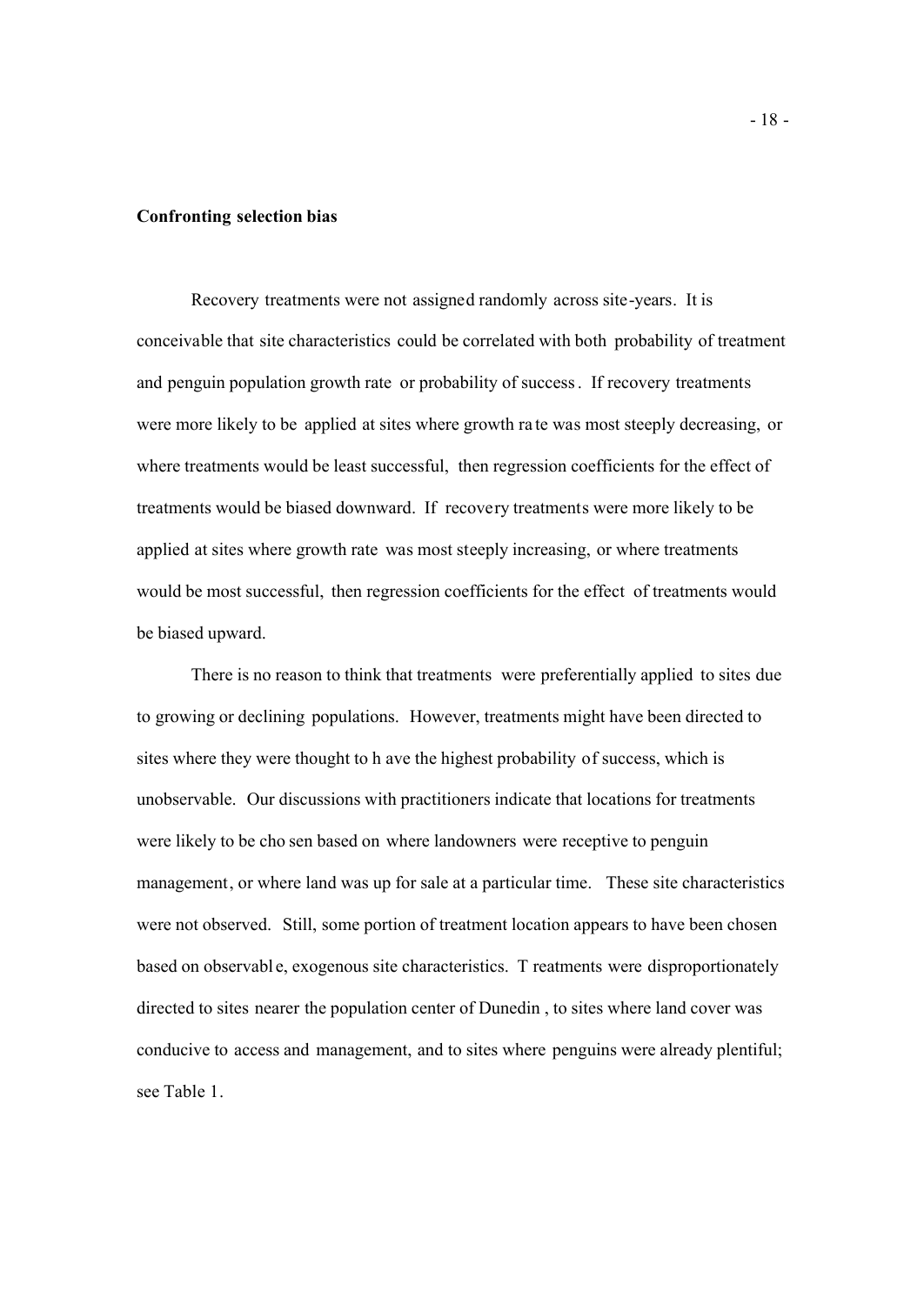**Confronting selection bias**

Recovery treatments were not assigned randomly across site-years. It is conceivable that site characteristics could be correlated with both probability of treatment and penguin population growth rate or probability of success. If recovery treatments were more likely to be applied at sites where growth rate was most steeply decreasing, or where treatments would be least successful, then regression coefficients for the effect of treatments would be biased downward. If recovery treatments were more likely to be applied at sites where growth rate was most steeply increasing, or where treatments would be most successful, then regression coefficients for the effect of treatments would be biased upward.

There is no reason to think that treatments were preferentially applied to sites due to growing or declining populations. However, treatments might have been directed to sites where they were thought to have the highest probability of success, which is unobservable. Our discussions with practitioners indicate that locations for treatments were likely to be chosen based on where landowners were receptive to penguin management, or where land was up for sale at a particular time. These site characteristics were not observed. Still, some portion of treatment location appears to have been chosen based on observable, exogenous site characteristics. Treatments were disproportionately directed to sites nearer the population center of Dunedin, to sites where land cover was conducive to access and management, and to sites where penguins were already plentiful; see Table 1.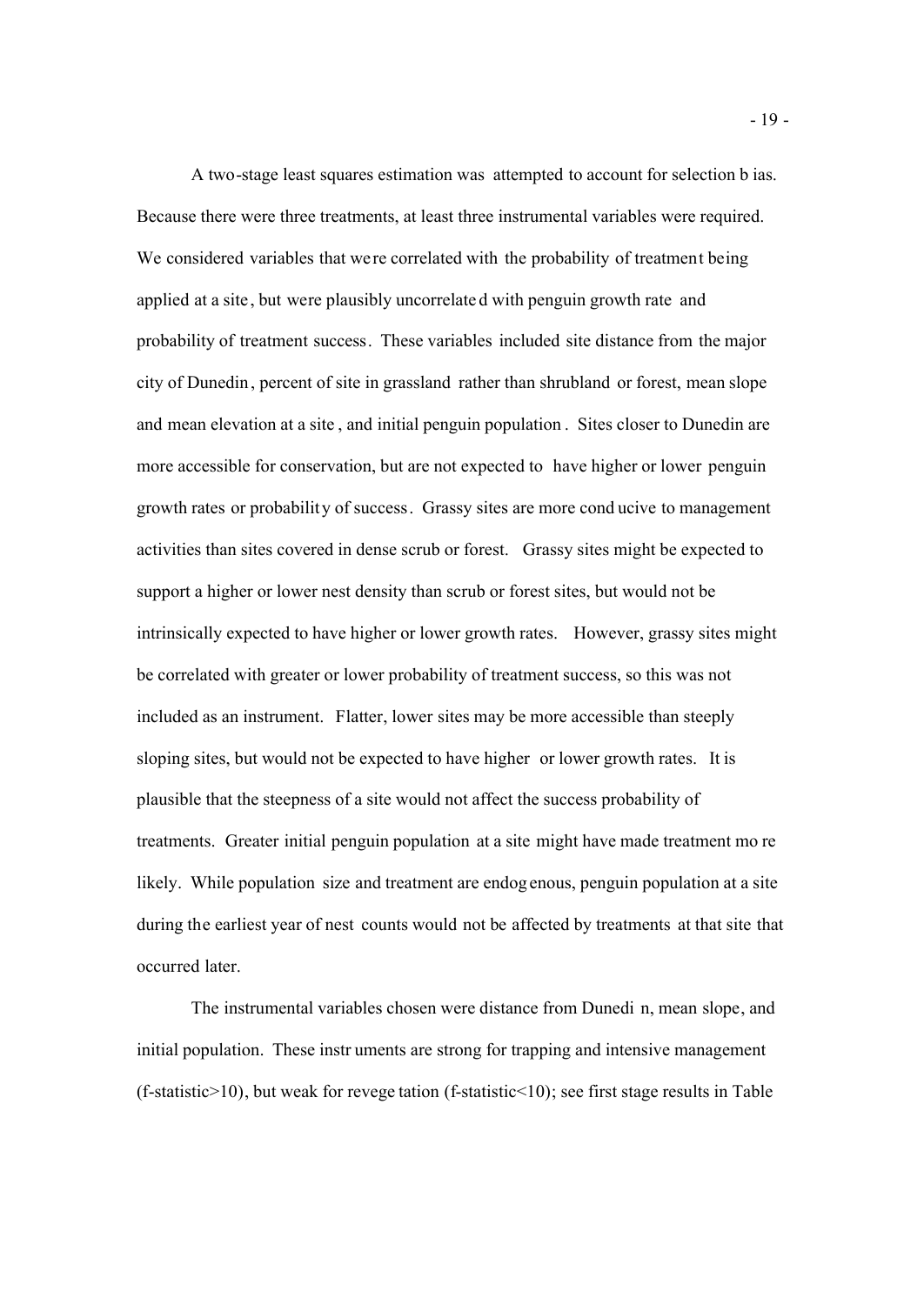A two-stage least squares estimation was attempted to account for selection bias. Because there were three treatments, at least three instrumental variables were required. We considered variables that were correlated with the probability of treatment being applied at a site, but were plausibly uncorrelated with penguin growth rate and probability of treatment success. These variables included site distance from the major city of Dunedin, percent of site in grassland rather than shrubland or forest, mean slope and mean elevation at a site, and initial penguin population. Sites closer to Dunedin are more accessible for conservation, but are not expected to have higher or lower penguin growth rates or probability of success. Grassy sites are more conducive to management activities than sites covered in dense scrub or forest. Grassy sites might be expected to support a higher or lower nest density than scrub or forest sites, but would not be intrinsically expected to have higher or lower growth rates. However, grassy sites might be correlated with greater or lower probability of treatment success, so this was not included as an instrument. Flatter, lower sites may be more accessible than steeply sloping sites, but would not be expected to have higher or lower growth rates. It is plausible that the steepness of a site would not affect the success probability of treatments. Greater initial penguin population at a site might have made treatment more likely. While population size and treatment are endogenous, penguin population at a site during the earliest year of nest counts would not be affected by treatments at that site that occurred later.

The instrumental variables chosen were distance from Dunedin, mean slope, and initial population. These instruments are strong for trapping and intensive management (f-statistic>10), but weak for revegetation (f-statistic<10); see first stage results in Table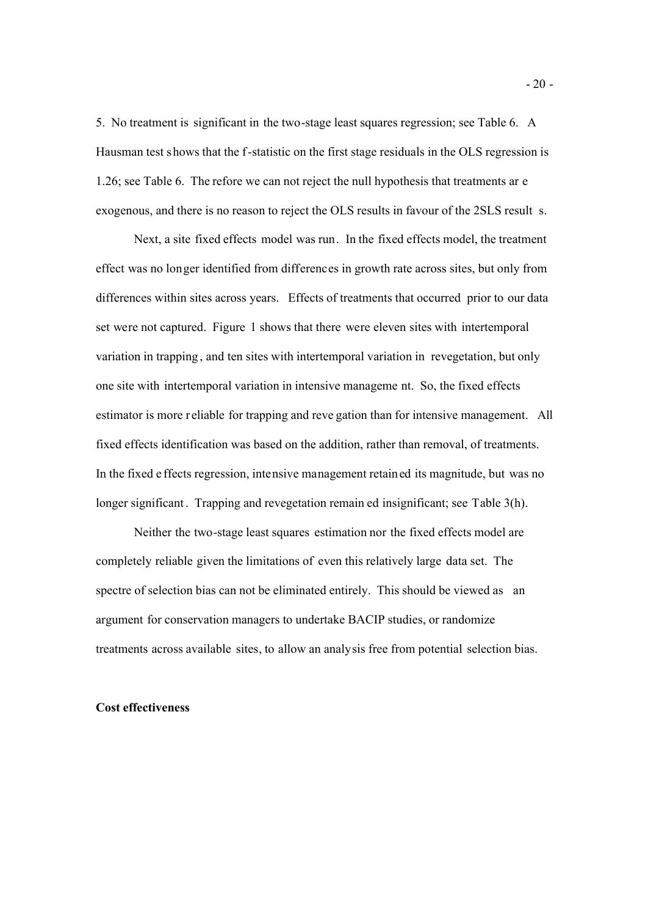5. No treatment is significant in the two-stage least squares regression; see Table 6. A Hausman test shows that the f-statistic on the first stage residuals in the OLS regression is 1.26; see Table 6. Therefore we can not reject the null hypothesis that treatments are exogenous, and there is no reason to reject the OLS results in favour of the 2SLS results.

Next, a site fixed effects model was run. In the fixed effects model, the treatment effect was no longer identified from differences in growth rate across sites, but only from differences within sites across years. Effects of treatments that occurred prior to our data set were not captured. Figure 1 shows that there were eleven sites with intertemporal variation in trapping, and ten sites with intertemporal variation in revegetation, but only one site with intertemporal variation in intensive management. So, the fixed effects estimator is more reliable for trapping and revegation than for intensive management. All fixed effects identification was based on the addition, rather than removal, of treatments. In the fixed effects regression, intensive management retained its magnitude, but was no longer significant. Trapping and revegetation remained insignificant; see Table 3(h).

Neither the two-stage least squares estimation nor the fixed effects model are completely reliable given the limitations of even this relatively large data set. The spectre of selection bias can not be eliminated entirely. This should be viewed as an argument for conservation managers to undertake BACIP studies, or randomize treatments across available sites, to allow an analysis free from potential selection bias.

**Cost effectiveness**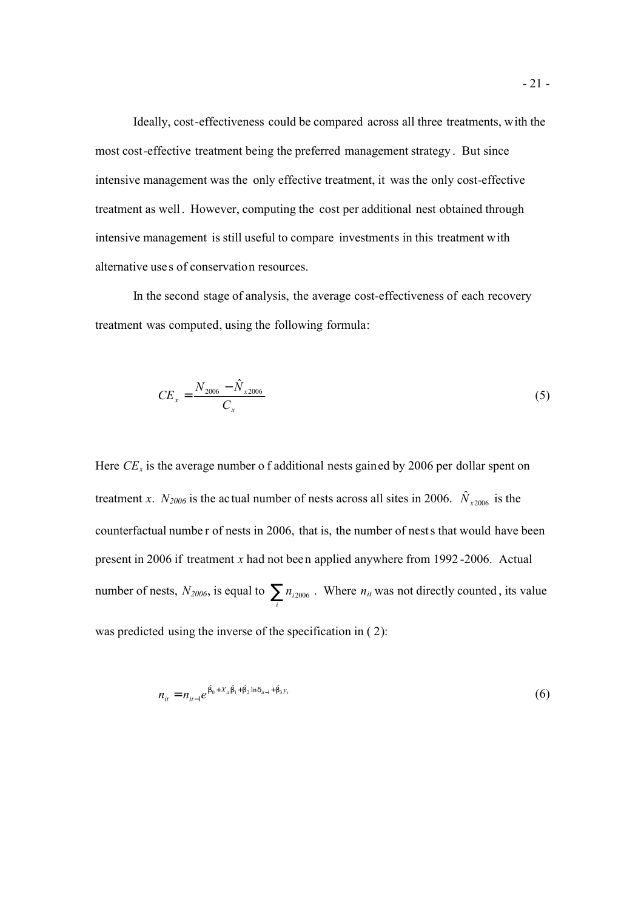Ideally, cost-effectiveness could be compared across all three treatments, with the most cost-effective treatment being the preferred management strategy. But since intensive management was the only effective treatment, it was the only cost-effective treatment as well. However, computing the cost per additional nest obtained through intensive management is still useful to compare investments in this treatment with alternative uses of conservation resources.

In the second stage of analysis, the average cost-effectiveness of each recovery treatment was computed, using the following formula:

$$CE_x = \frac{N_{2006} - \hat{N}_{x2006}}{C_x} \tag{5}$$

Here $CE_x$ is the average number of additional nests gained by 2006 per dollar spent on treatment $x$. $N_{2006}$ is the actual number of nests across all sites in 2006. $\hat{N}_{x2006}$ is the counterfactual number of nests in 2006, that is, the number of nests that would have been present in 2006 if treatment $x$ had not been applied anywhere from 1992-2006. Actual number of nests, $N_{2006}$, is equal to $\sum_i n_{i2006}$. Where $n_{it}$ was not directly counted, its value was predicted using the inverse of the specification in (2):

$$n_{it} = n_{it-1} e^{\hat{\beta}_0 + X_{it}\hat{\beta}_1 + \hat{\beta}_2 \ln \delta_{it-1} + \hat{\beta}_3 y_t} \tag{6}$$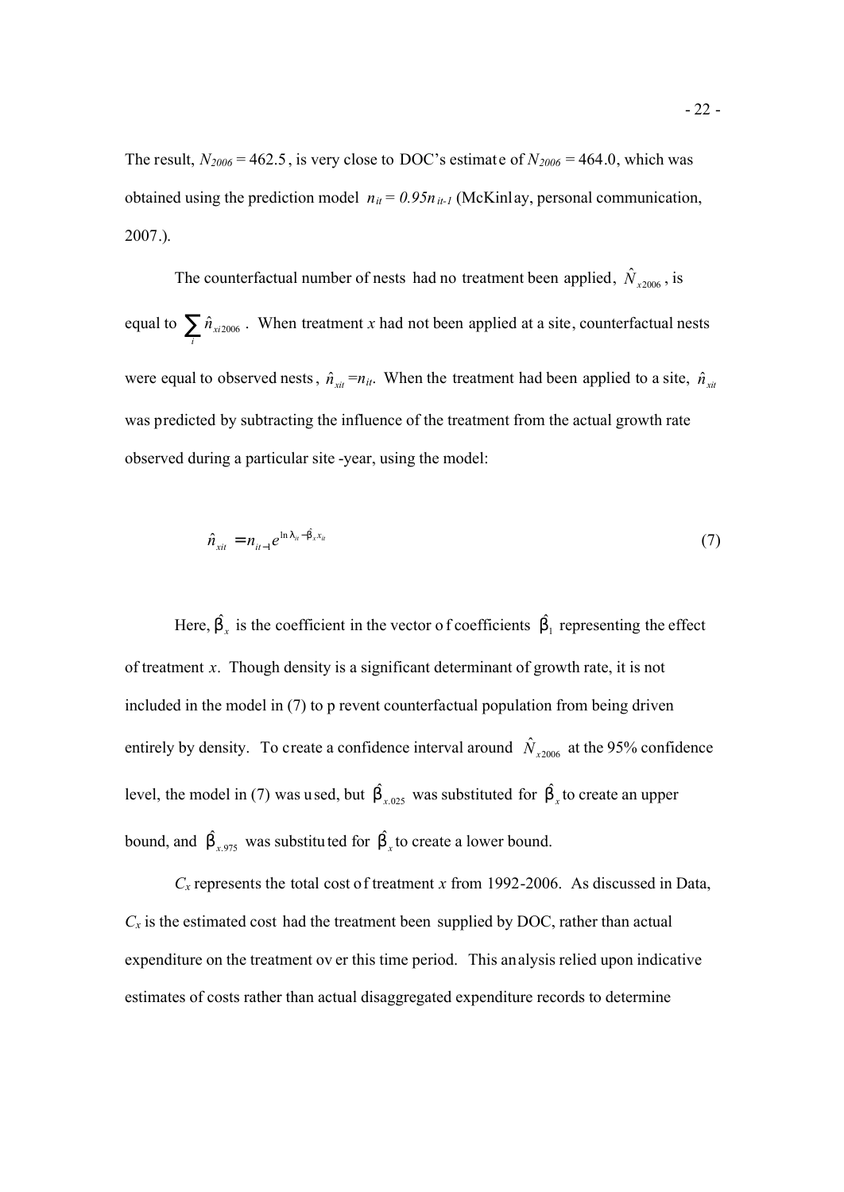The result, $N_{2006} = 462.5$, is very close to DOC's estimate of $N_{2006} = 464.0$, which was obtained using the prediction model $n_{it} = 0.95n_{it-1}$ (McKinlay, personal communication, 2007.).

The counterfactual number of nests had no treatment been applied, $\hat{N}_{x2006}$, is equal to $\sum_i \hat{n}_{xi2006}$. When treatment $x$ had not been applied at a site, counterfactual nests were equal to observed nests, $\hat{n}_{xit} = n_{it}$. When the treatment had been applied to a site, $\hat{n}_{xit}$ was predicted by subtracting the influence of the treatment from the actual growth rate observed during a particular site-year, using the model:

$$\hat{n}_{xit} = n_{it-1} e^{\ln \lambda_{it} - \hat{\beta}_x x_{it}} \tag{7}$$

Here, $\hat{\beta}_x$ is the coefficient in the vector of coefficients $\hat{\beta}_1$ representing the effect of treatment $x$. Though density is a significant determinant of growth rate, it is not included in the model in (7) to prevent counterfactual population from being driven entirely by density. To create a confidence interval around $\hat{N}_{x2006}$ at the 95% confidence level, the model in (7) was used, but $\hat{\beta}_{x.025}$ was substituted for $\hat{\beta}_x$ to create an upper bound, and $\hat{\beta}_{x.975}$ was substituted for $\hat{\beta}_x$ to create a lower bound.

$C_x$ represents the total cost of treatment $x$ from 1992-2006. As discussed in Data, $C_x$ is the estimated cost had the treatment been supplied by DOC, rather than actual expenditure on the treatment over this time period. This analysis relied upon indicative estimates of costs rather than actual disaggregated expenditure records to determine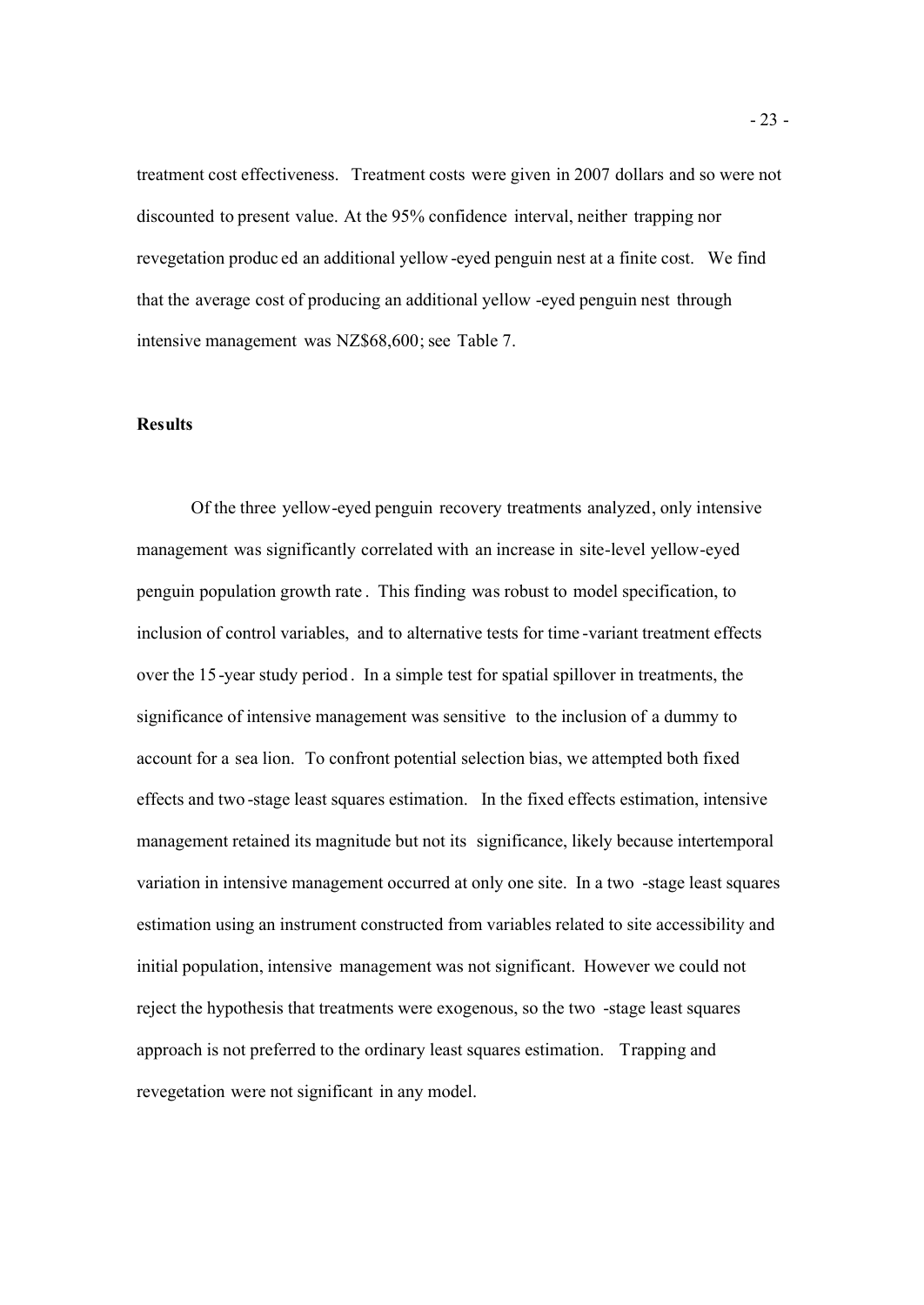treatment cost effectiveness. Treatment costs were given in 2007 dollars and so were not discounted to present value. At the 95% confidence interval, neither trapping nor revegetation produced an additional yellow-eyed penguin nest at a finite cost. We find that the average cost of producing an additional yellow-eyed penguin nest through intensive management was NZ$68,600; see Table 7.

**Results**

Of the three yellow-eyed penguin recovery treatments analyzed, only intensive management was significantly correlated with an increase in site-level yellow-eyed penguin population growth rate. This finding was robust to model specification, to inclusion of control variables, and to alternative tests for time-variant treatment effects over the 15-year study period. In a simple test for spatial spillover in treatments, the significance of intensive management was sensitive to the inclusion of a dummy to account for a sea lion. To confront potential selection bias, we attempted both fixed effects and two-stage least squares estimation. In the fixed effects estimation, intensive management retained its magnitude but not its significance, likely because intertemporal variation in intensive management occurred at only one site. In a two-stage least squares estimation using an instrument constructed from variables related to site accessibility and initial population, intensive management was not significant. However we could not reject the hypothesis that treatments were exogenous, so the two-stage least squares approach is not preferred to the ordinary least squares estimation. Trapping and revegetation were not significant in any model.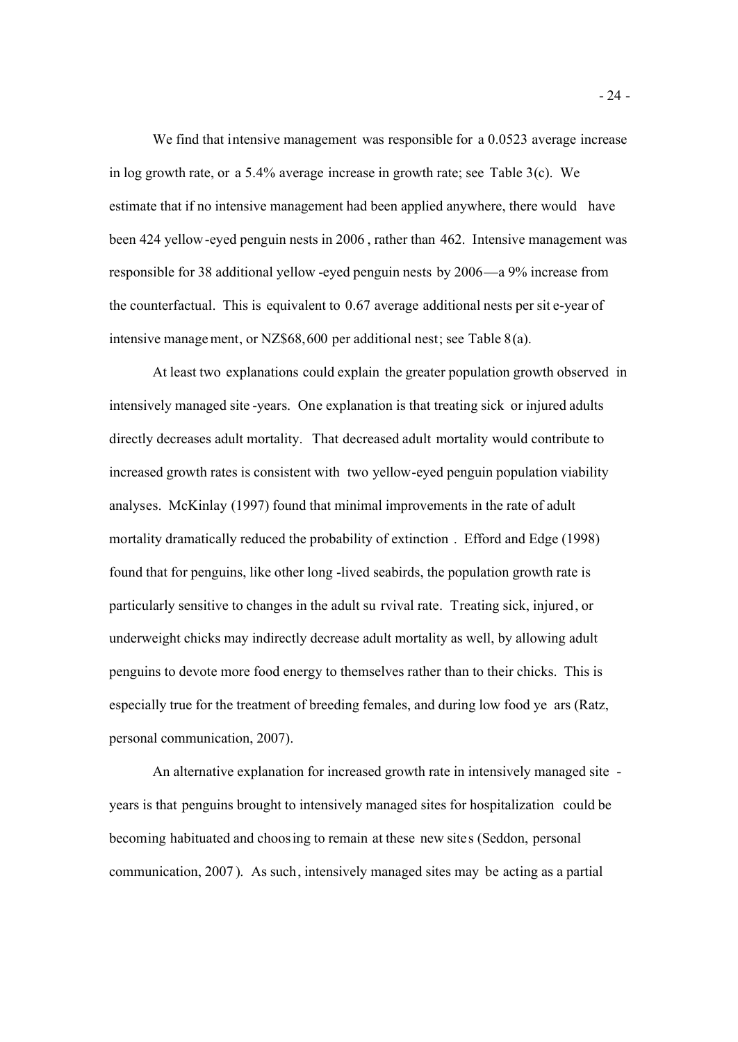We find that intensive management was responsible for a 0.0523 average increase in log growth rate, or a 5.4% average increase in growth rate; see Table 3(c). We estimate that if no intensive management had been applied anywhere, there would have been 424 yellow-eyed penguin nests in 2006, rather than 462. Intensive management was responsible for 38 additional yellow-eyed penguin nests by 2006—a 9% increase from the counterfactual. This is equivalent to 0.67 average additional nests per site-year of intensive management, or NZ$68,600 per additional nest; see Table 8(a).

At least two explanations could explain the greater population growth observed in intensively managed site-years. One explanation is that treating sick or injured adults directly decreases adult mortality. That decreased adult mortality would contribute to increased growth rates is consistent with two yellow-eyed penguin population viability analyses. McKinlay (1997) found that minimal improvements in the rate of adult mortality dramatically reduced the probability of extinction. Efford and Edge (1998) found that for penguins, like other long-lived seabirds, the population growth rate is particularly sensitive to changes in the adult survival rate. Treating sick, injured, or underweight chicks may indirectly decrease adult mortality as well, by allowing adult penguins to devote more food energy to themselves rather than to their chicks. This is especially true for the treatment of breeding females, and during low food years (Ratz, personal communication, 2007).

An alternative explanation for increased growth rate in intensively managed site-years is that penguins brought to intensively managed sites for hospitalization could be becoming habituated and choosing to remain at these new sites (Seddon, personal communication, 2007). As such, intensively managed sites may be acting as a partial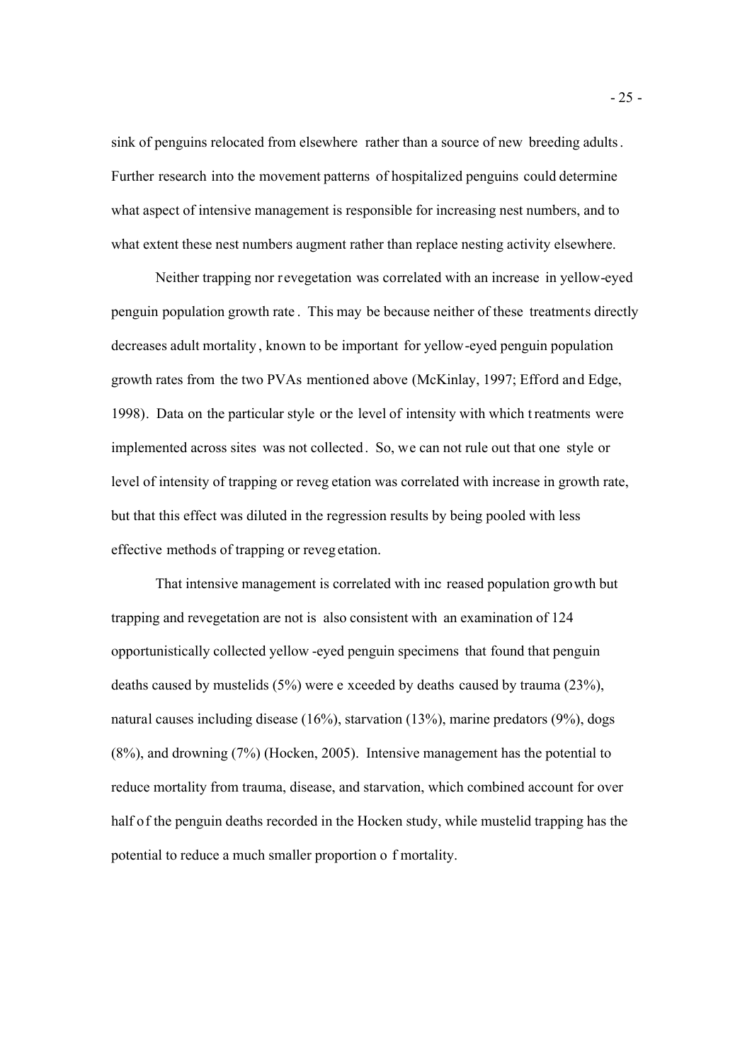sink of penguins relocated from elsewhere rather than a source of new breeding adults. Further research into the movement patterns of hospitalized penguins could determine what aspect of intensive management is responsible for increasing nest numbers, and to what extent these nest numbers augment rather than replace nesting activity elsewhere.

Neither trapping nor revegetation was correlated with an increase in yellow-eyed penguin population growth rate. This may be because neither of these treatments directly decreases adult mortality, known to be important for yellow-eyed penguin population growth rates from the two PVAs mentioned above (McKinlay, 1997; Efford and Edge, 1998). Data on the particular style or the level of intensity with which treatments were implemented across sites was not collected. So, we can not rule out that one style or level of intensity of trapping or revegetation was correlated with increase in growth rate, but that this effect was diluted in the regression results by being pooled with less effective methods of trapping or revegetation.

That intensive management is correlated with increased population growth but trapping and revegetation are not is also consistent with an examination of 124 opportunistically collected yellow-eyed penguin specimens that found that penguin deaths caused by mustelids (5%) were exceeded by deaths caused by trauma (23%), natural causes including disease (16%), starvation (13%), marine predators (9%), dogs (8%), and drowning (7%) (Hocken, 2005). Intensive management has the potential to reduce mortality from trauma, disease, and starvation, which combined account for over half of the penguin deaths recorded in the Hocken study, while mustelid trapping has the potential to reduce a much smaller proportion of mortality.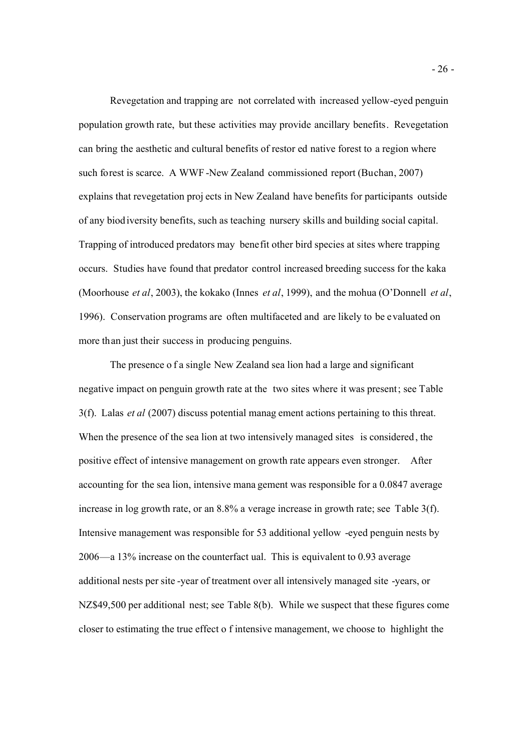Revegetation and trapping are not correlated with increased yellow-eyed penguin population growth rate, but these activities may provide ancillary benefits. Revegetation can bring the aesthetic and cultural benefits of restored native forest to a region where such forest is scarce. A WWF-New Zealand commissioned report (Buchan, 2007) explains that revegetation projects in New Zealand have benefits for participants outside of any biodiversity benefits, such as teaching nursery skills and building social capital. Trapping of introduced predators may benefit other bird species at sites where trapping occurs. Studies have found that predator control increased breeding success for the kaka (Moorhouse *et al*, 2003), the kokako (Innes *et al*, 1999), and the mohua (O'Donnell *et al*, 1996). Conservation programs are often multifaceted and are likely to be evaluated on more than just their success in producing penguins.

The presence of a single New Zealand sea lion had a large and significant negative impact on penguin growth rate at the two sites where it was present; see Table 3(f). Lalas *et al* (2007) discuss potential management actions pertaining to this threat. When the presence of the sea lion at two intensively managed sites is considered, the positive effect of intensive management on growth rate appears even stronger. After accounting for the sea lion, intensive management was responsible for a 0.0847 average increase in log growth rate, or an 8.8% average increase in growth rate; see Table 3(f). Intensive management was responsible for 53 additional yellow-eyed penguin nests by 2006—a 13% increase on the counterfactual. This is equivalent to 0.93 average additional nests per site-year of treatment over all intensively managed site-years, or NZ$49,500 per additional nest; see Table 8(b). While we suspect that these figures come closer to estimating the true effect of intensive management, we choose to highlight the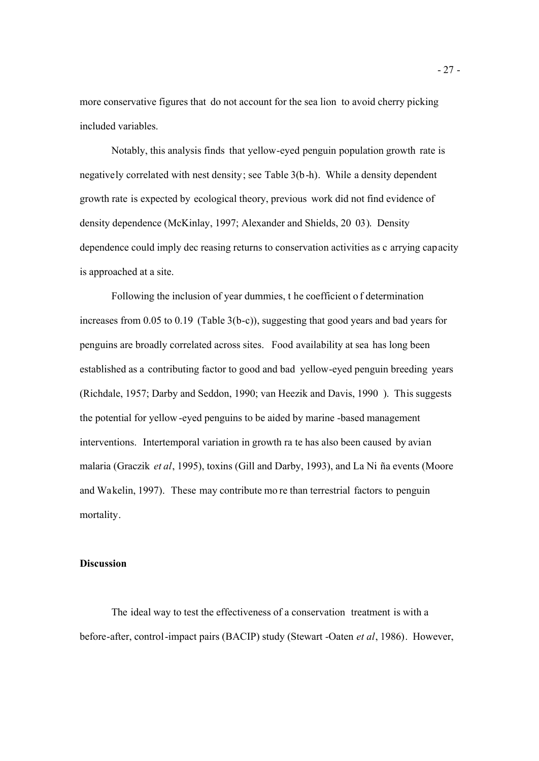more conservative figures that do not account for the sea lion to avoid cherry picking included variables.

Notably, this analysis finds that yellow-eyed penguin population growth rate is negatively correlated with nest density; see Table 3(b-h). While a density dependent growth rate is expected by ecological theory, previous work did not find evidence of density dependence (McKinlay, 1997; Alexander and Shields, 2003). Density dependence could imply decreasing returns to conservation activities as carrying capacity is approached at a site.

Following the inclusion of year dummies, the coefficient of determination increases from 0.05 to 0.19 (Table 3(b-c)), suggesting that good years and bad years for penguins are broadly correlated across sites. Food availability at sea has long been established as a contributing factor to good and bad yellow-eyed penguin breeding years (Richdale, 1957; Darby and Seddon, 1990; van Heezik and Davis, 1990). This suggests the potential for yellow-eyed penguins to be aided by marine-based management interventions. Intertemporal variation in growth rate has also been caused by avian malaria (Graczik *et al*, 1995), toxins (Gill and Darby, 1993), and La Niña events (Moore and Wakelin, 1997). These may contribute more than terrestrial factors to penguin mortality.

## Discussion

The ideal way to test the effectiveness of a conservation treatment is with a before-after, control-impact pairs (BACIP) study (Stewart-Oaten *et al*, 1986). However,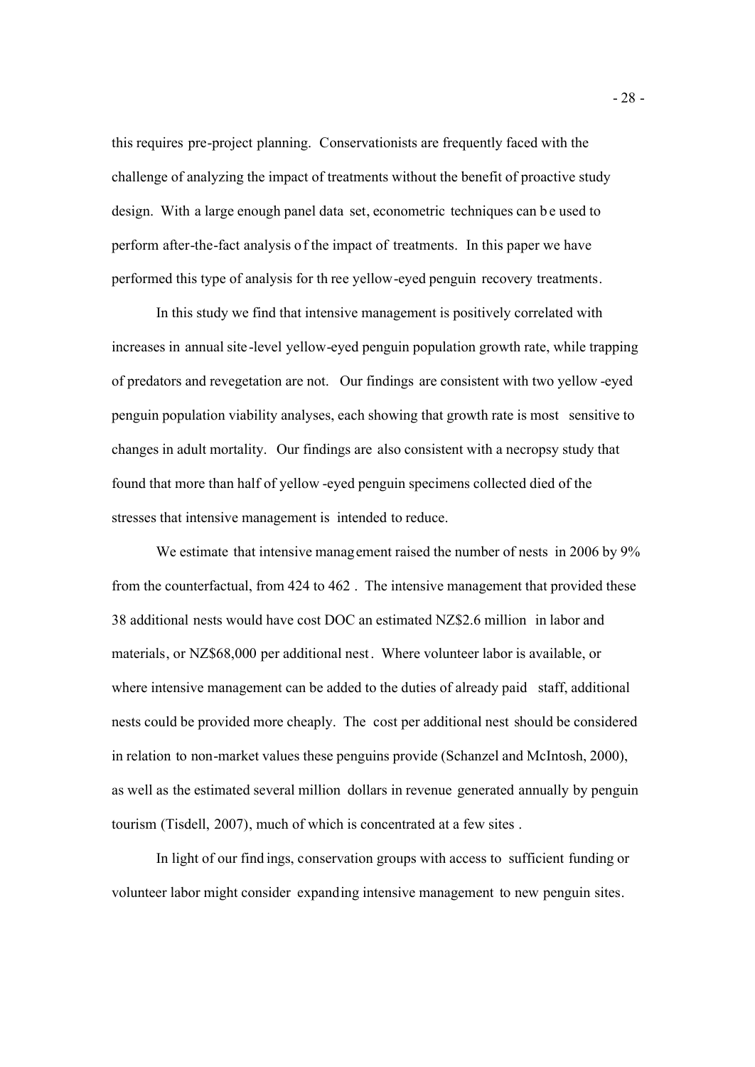this requires pre-project planning. Conservationists are frequently faced with the challenge of analyzing the impact of treatments without the benefit of proactive study design. With a large enough panel data set, econometric techniques can be used to perform after-the-fact analysis of the impact of treatments. In this paper we have performed this type of analysis for three yellow-eyed penguin recovery treatments.

In this study we find that intensive management is positively correlated with increases in annual site-level yellow-eyed penguin population growth rate, while trapping of predators and revegetation are not. Our findings are consistent with two yellow-eyed penguin population viability analyses, each showing that growth rate is most sensitive to changes in adult mortality. Our findings are also consistent with a necropsy study that found that more than half of yellow-eyed penguin specimens collected died of the stresses that intensive management is intended to reduce.

We estimate that intensive management raised the number of nests in 2006 by 9% from the counterfactual, from 424 to 462. The intensive management that provided these 38 additional nests would have cost DOC an estimated NZ$2.6 million in labor and materials, or NZ$68,000 per additional nest. Where volunteer labor is available, or where intensive management can be added to the duties of already paid staff, additional nests could be provided more cheaply. The cost per additional nest should be considered in relation to non-market values these penguins provide (Schanzel and McIntosh, 2000), as well as the estimated several million dollars in revenue generated annually by penguin tourism (Tisdell, 2007), much of which is concentrated at a few sites.

In light of our findings, conservation groups with access to sufficient funding or volunteer labor might consider expanding intensive management to new penguin sites.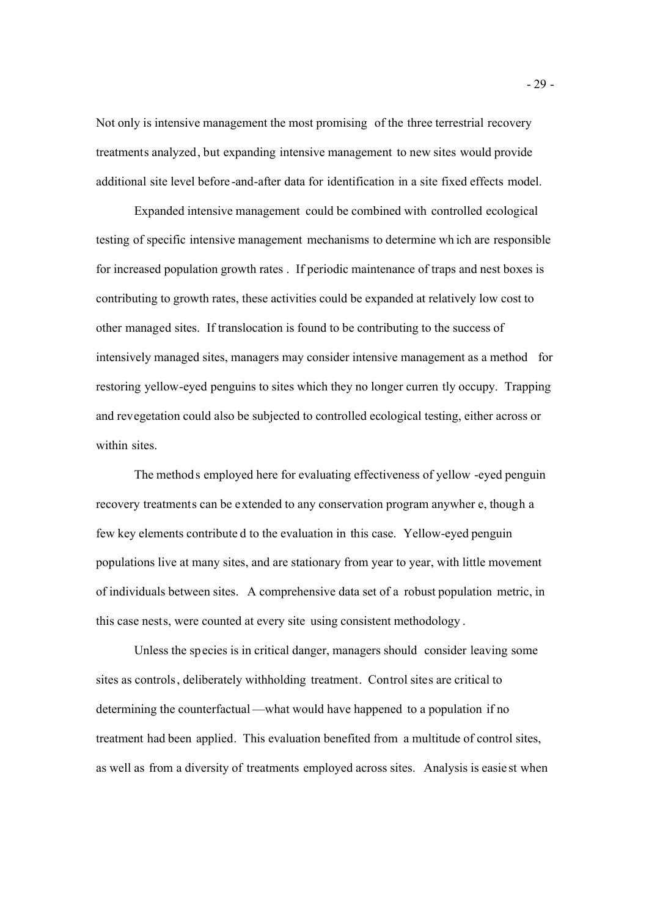Not only is intensive management the most promising of the three terrestrial recovery treatments analyzed, but expanding intensive management to new sites would provide additional site level before-and-after data for identification in a site fixed effects model.

Expanded intensive management could be combined with controlled ecological testing of specific intensive management mechanisms to determine which are responsible for increased population growth rates. If periodic maintenance of traps and nest boxes is contributing to growth rates, these activities could be expanded at relatively low cost to other managed sites. If translocation is found to be contributing to the success of intensively managed sites, managers may consider intensive management as a method for restoring yellow-eyed penguins to sites which they no longer currently occupy. Trapping and revegetation could also be subjected to controlled ecological testing, either across or within sites.

The methods employed here for evaluating effectiveness of yellow-eyed penguin recovery treatments can be extended to any conservation program anywhere, though a few key elements contributed to the evaluation in this case. Yellow-eyed penguin populations live at many sites, and are stationary from year to year, with little movement of individuals between sites. A comprehensive data set of a robust population metric, in this case nests, were counted at every site using consistent methodology.

Unless the species is in critical danger, managers should consider leaving some sites as controls, deliberately withholding treatment. Control sites are critical to determining the counterfactual—what would have happened to a population if no treatment had been applied. This evaluation benefited from a multitude of control sites, as well as from a diversity of treatments employed across sites. Analysis is easiest when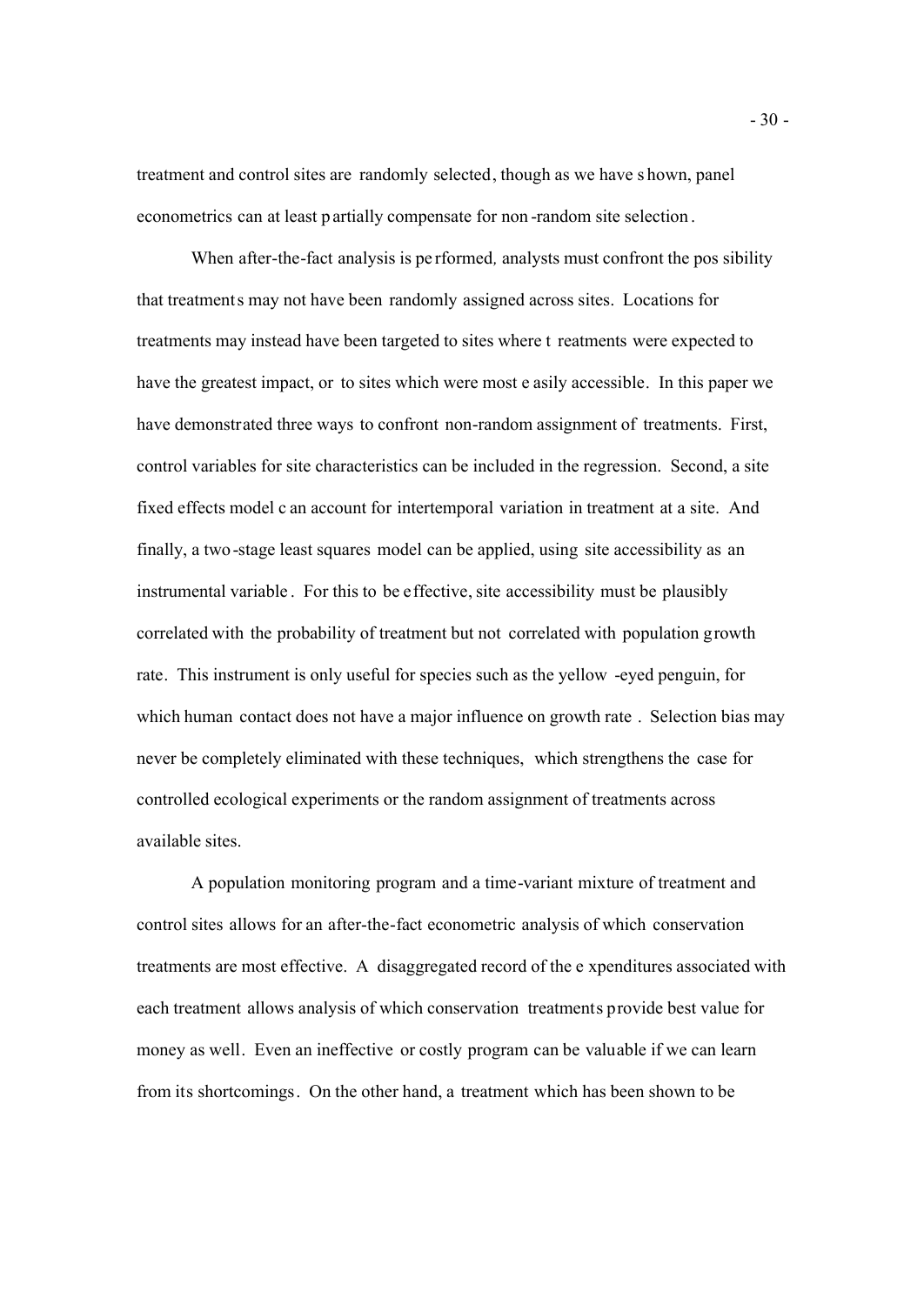treatment and control sites are randomly selected, though as we have shown, panel econometrics can at least partially compensate for non-random site selection.

When after-the-fact analysis is performed, analysts must confront the possibility that treatments may not have been randomly assigned across sites. Locations for treatments may instead have been targeted to sites where treatments were expected to have the greatest impact, or to sites which were most easily accessible. In this paper we have demonstrated three ways to confront non-random assignment of treatments. First, control variables for site characteristics can be included in the regression. Second, a site fixed effects model can account for intertemporal variation in treatment at a site. And finally, a two-stage least squares model can be applied, using site accessibility as an instrumental variable. For this to be effective, site accessibility must be plausibly correlated with the probability of treatment but not correlated with population growth rate. This instrument is only useful for species such as the yellow-eyed penguin, for which human contact does not have a major influence on growth rate. Selection bias may never be completely eliminated with these techniques, which strengthens the case for controlled ecological experiments or the random assignment of treatments across available sites.

A population monitoring program and a time-variant mixture of treatment and control sites allows for an after-the-fact econometric analysis of which conservation treatments are most effective. A disaggregated record of the expenditures associated with each treatment allows analysis of which conservation treatments provide best value for money as well. Even an ineffective or costly program can be valuable if we can learn from its shortcomings. On the other hand, a treatment which has been shown to be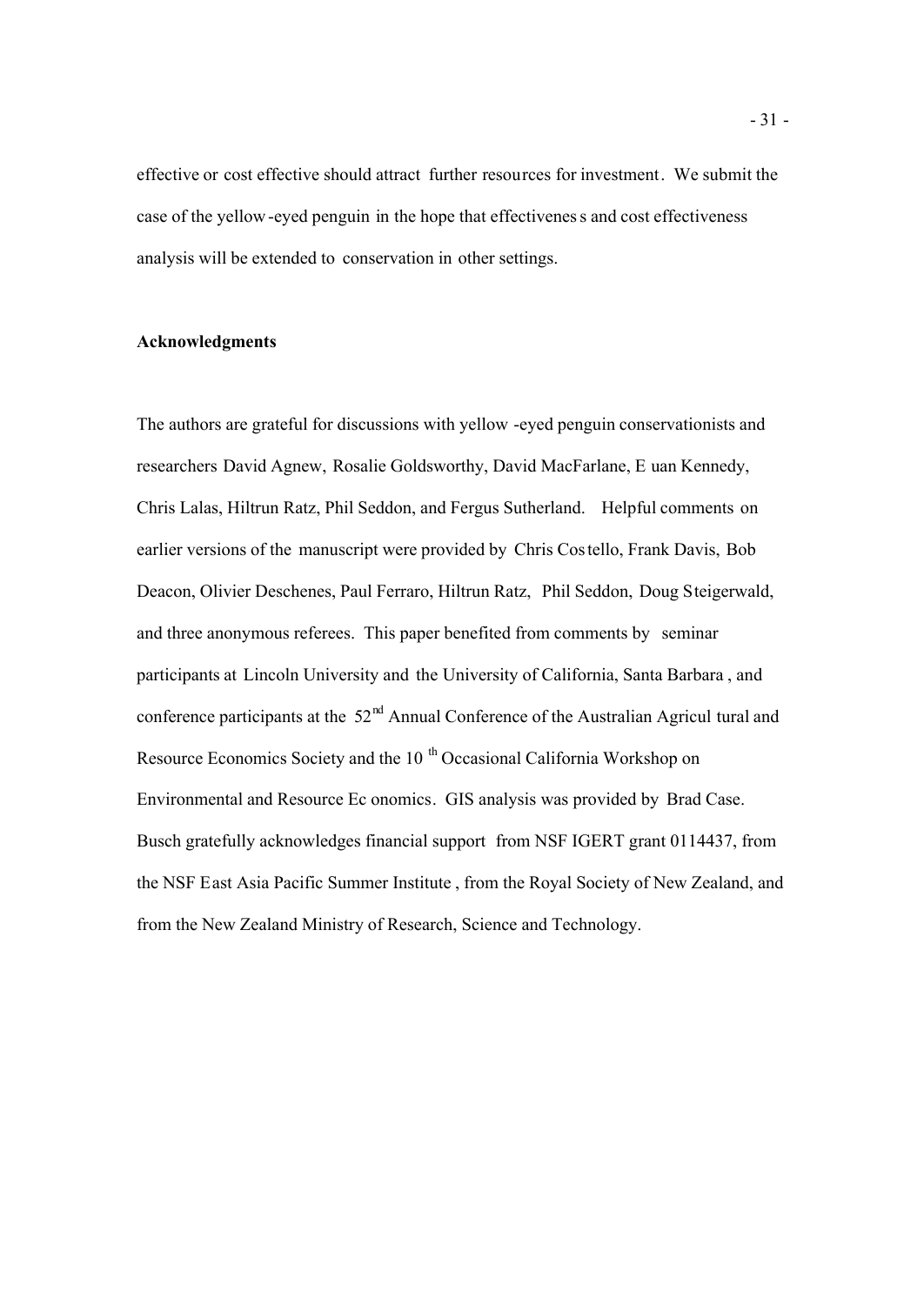effective or cost effective should attract further resources for investment. We submit the case of the yellow-eyed penguin in the hope that effectiveness and cost effectiveness analysis will be extended to conservation in other settings.

**Acknowledgments**

The authors are grateful for discussions with yellow-eyed penguin conservationists and researchers David Agnew, Rosalie Goldsworthy, David MacFarlane, Euan Kennedy, Chris Lalas, Hiltrun Ratz, Phil Seddon, and Fergus Sutherland. Helpful comments on earlier versions of the manuscript were provided by Chris Costello, Frank Davis, Bob Deacon, Olivier Deschenes, Paul Ferraro, Hiltrun Ratz, Phil Seddon, Doug Steigerwald, and three anonymous referees. This paper benefited from comments by seminar participants at Lincoln University and the University of California, Santa Barbara, and conference participants at the 52nd Annual Conference of the Australian Agricultural and Resource Economics Society and the 10th Occasional California Workshop on Environmental and Resource Economics. GIS analysis was provided by Brad Case. Busch gratefully acknowledges financial support from NSF IGERT grant 0114437, from the NSF East Asia Pacific Summer Institute, from the Royal Society of New Zealand, and from the New Zealand Ministry of Research, Science and Technology.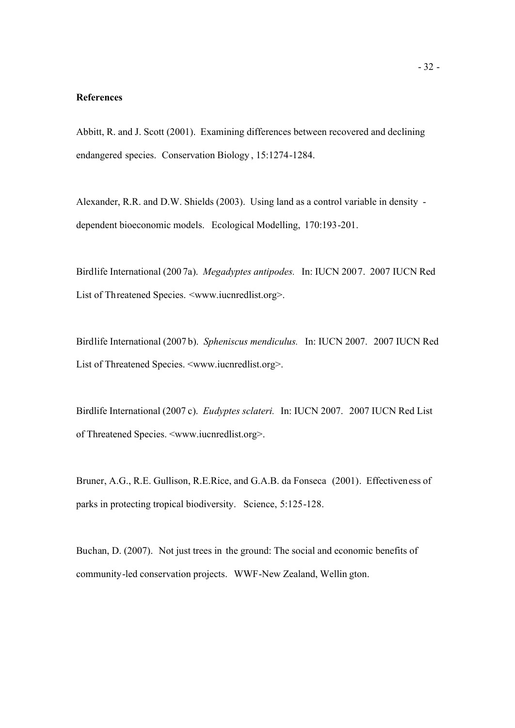**References**

Abbitt, R. and J. Scott (2001). Examining differences between recovered and declining endangered species. Conservation Biology, 15:1274-1284.

Alexander, R.R. and D.W. Shields (2003). Using land as a control variable in density-dependent bioeconomic models. Ecological Modelling, 170:193-201.

Birdlife International (2007a). *Megadyptes antipodes.* In: IUCN 2007. 2007 IUCN Red List of Threatened Species. <www.iucnredlist.org>.

Birdlife International (2007b). *Spheniscus mendiculus.* In: IUCN 2007. 2007 IUCN Red List of Threatened Species. <www.iucnredlist.org>.

Birdlife International (2007c). *Eudyptes sclateri.* In: IUCN 2007. 2007 IUCN Red List of Threatened Species. <www.iucnredlist.org>.

Bruner, A.G., R.E. Gullison, R.E.Rice, and G.A.B. da Fonseca (2001). Effectiveness of parks in protecting tropical biodiversity. Science, 5:125-128.

Buchan, D. (2007). Not just trees in the ground: The social and economic benefits of community-led conservation projects. WWF-New Zealand, Wellington.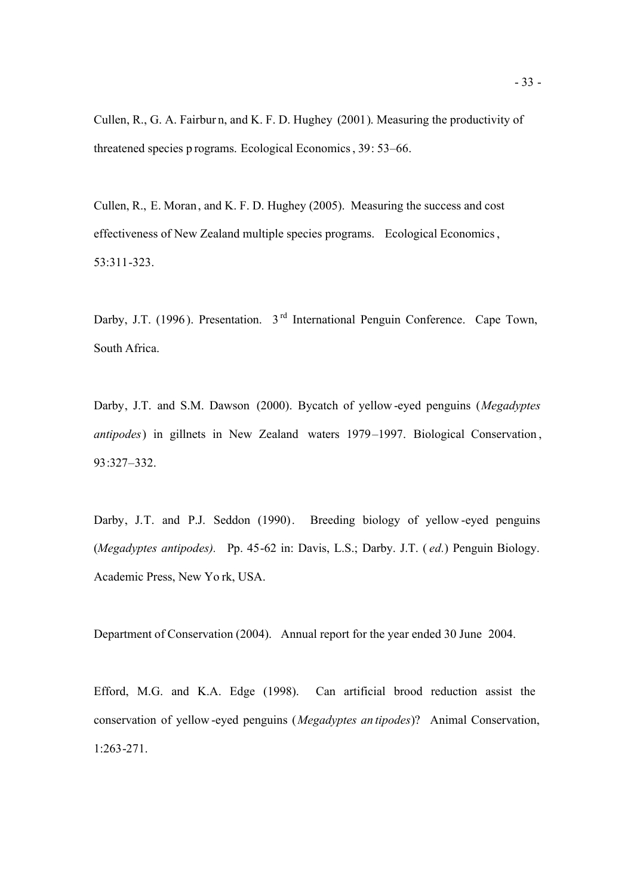Cullen, R., G. A. Fairburn, and K. F. D. Hughey (2001). Measuring the productivity of threatened species programs. Ecological Economics, 39: 53–66.

Cullen, R., E. Moran, and K. F. D. Hughey (2005). Measuring the success and cost effectiveness of New Zealand multiple species programs. Ecological Economics, 53:311-323.

Darby, J.T. (1996). Presentation. 3rd International Penguin Conference. Cape Town, South Africa.

Darby, J.T. and S.M. Dawson (2000). Bycatch of yellow-eyed penguins (*Megadyptes antipodes*) in gillnets in New Zealand waters 1979–1997. Biological Conservation, 93:327–332.

Darby, J.T. and P.J. Seddon (1990). Breeding biology of yellow-eyed penguins (*Megadyptes antipodes).* Pp. 45-62 in: Davis, L.S.; Darby. J.T. (*ed.*) Penguin Biology. Academic Press, New York, USA.

Department of Conservation (2004). Annual report for the year ended 30 June 2004.

Efford, M.G. and K.A. Edge (1998). Can artificial brood reduction assist the conservation of yellow-eyed penguins (*Megadyptes antipodes*)? Animal Conservation, 1:263-271.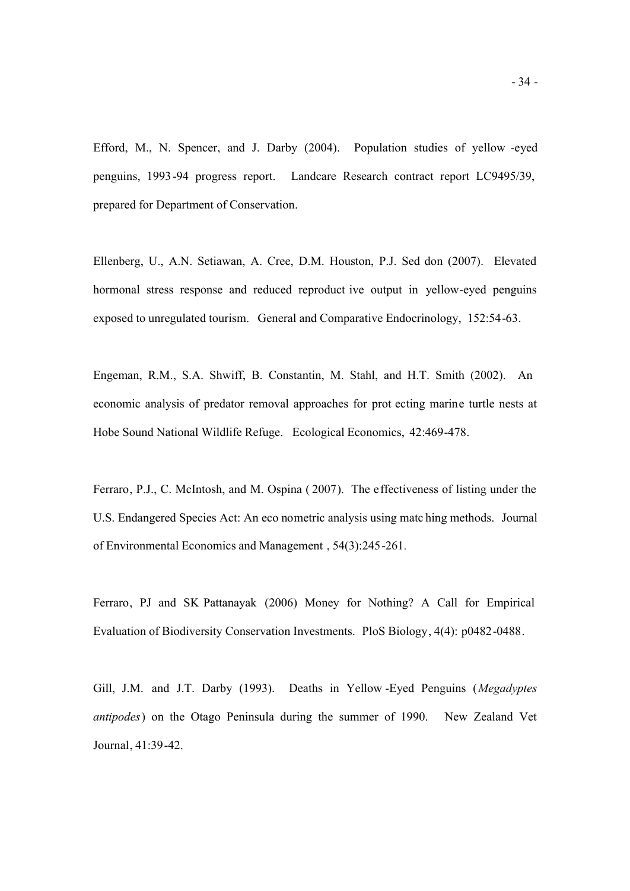Efford, M., N. Spencer, and J. Darby (2004). Population studies of yellow-eyed penguins, 1993-94 progress report. Landcare Research contract report LC9495/39, prepared for Department of Conservation.

Ellenberg, U., A.N. Setiawan, A. Cree, D.M. Houston, P.J. Seddon (2007). Elevated hormonal stress response and reduced reproductive output in yellow-eyed penguins exposed to unregulated tourism. General and Comparative Endocrinology, 152:54-63.

Engeman, R.M., S.A. Shwiff, B. Constantin, M. Stahl, and H.T. Smith (2002). An economic analysis of predator removal approaches for protecting marine turtle nests at Hobe Sound National Wildlife Refuge. Ecological Economics, 42:469-478.

Ferraro, P.J., C. McIntosh, and M. Ospina (2007). The effectiveness of listing under the U.S. Endangered Species Act: An econometric analysis using matching methods. Journal of Environmental Economics and Management, 54(3):245-261.

Ferraro, PJ and SK Pattanayak (2006) Money for Nothing? A Call for Empirical Evaluation of Biodiversity Conservation Investments. PloS Biology, 4(4): p0482-0488.

Gill, J.M. and J.T. Darby (1993). Deaths in Yellow-Eyed Penguins (*Megadyptes antipodes*) on the Otago Peninsula during the summer of 1990. New Zealand Vet Journal, 41:39-42.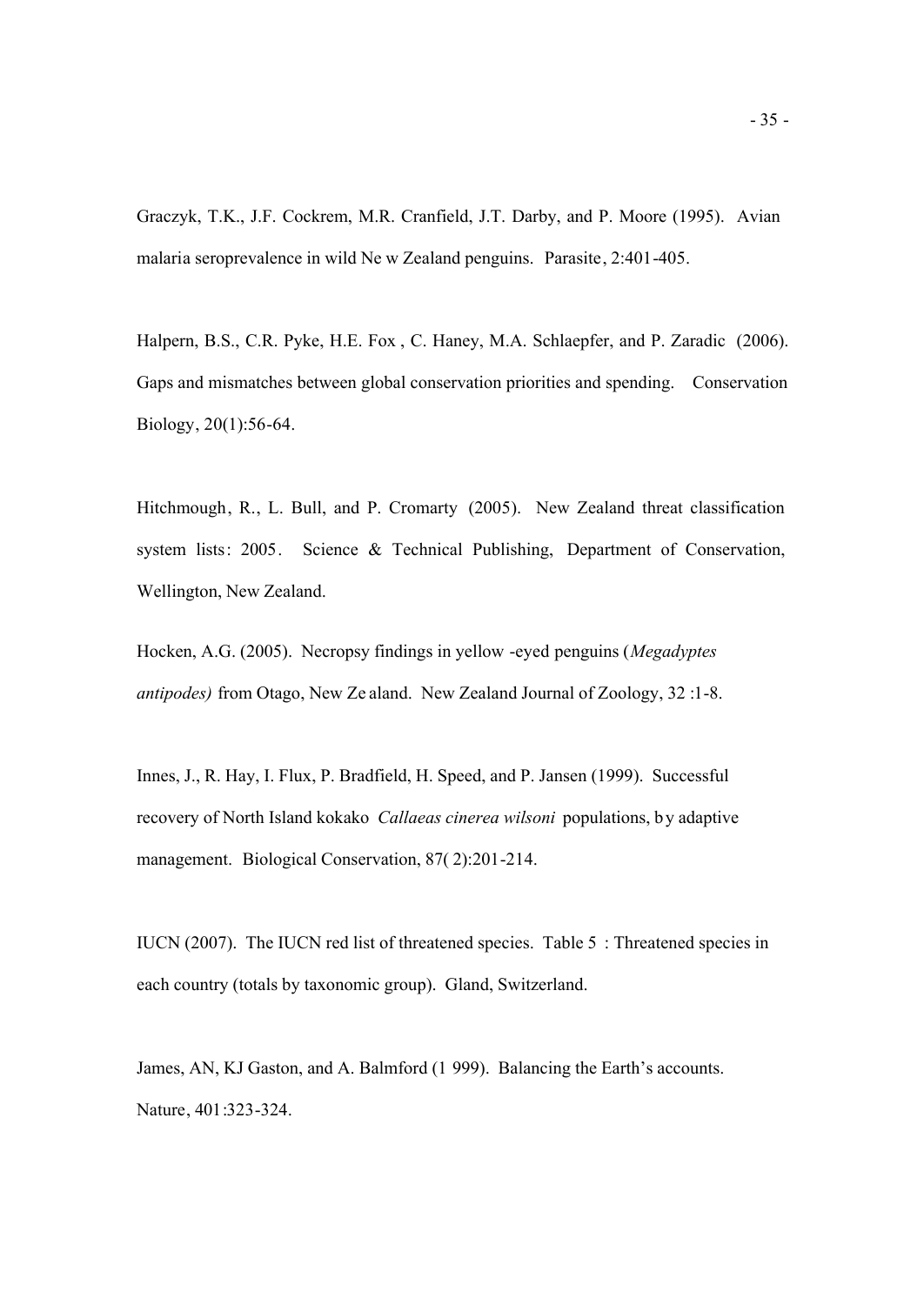Graczyk, T.K., J.F. Cockrem, M.R. Cranfield, J.T. Darby, and P. Moore (1995). Avian malaria seroprevalence in wild New Zealand penguins. Parasite, 2:401-405.

Halpern, B.S., C.R. Pyke, H.E. Fox, C. Haney, M.A. Schlaepfer, and P. Zaradic (2006). Gaps and mismatches between global conservation priorities and spending. Conservation Biology, 20(1):56-64.

Hitchmough, R., L. Bull, and P. Cromarty (2005). New Zealand threat classification system lists: 2005. Science & Technical Publishing, Department of Conservation, Wellington, New Zealand.

Hocken, A.G. (2005). Necropsy findings in yellow-eyed penguins (*Megadyptes antipodes)* from Otago, New Zealand. New Zealand Journal of Zoology, 32:1-8.

Innes, J., R. Hay, I. Flux, P. Bradfield, H. Speed, and P. Jansen (1999). Successful recovery of North Island kokako *Callaeas cinerea wilsoni* populations, by adaptive management. Biological Conservation, 87(2):201-214.

IUCN (2007). The IUCN red list of threatened species. Table 5: Threatened species in each country (totals by taxonomic group). Gland, Switzerland.

James, AN, KJ Gaston, and A. Balmford (1999). Balancing the Earth's accounts. Nature, 401:323-324.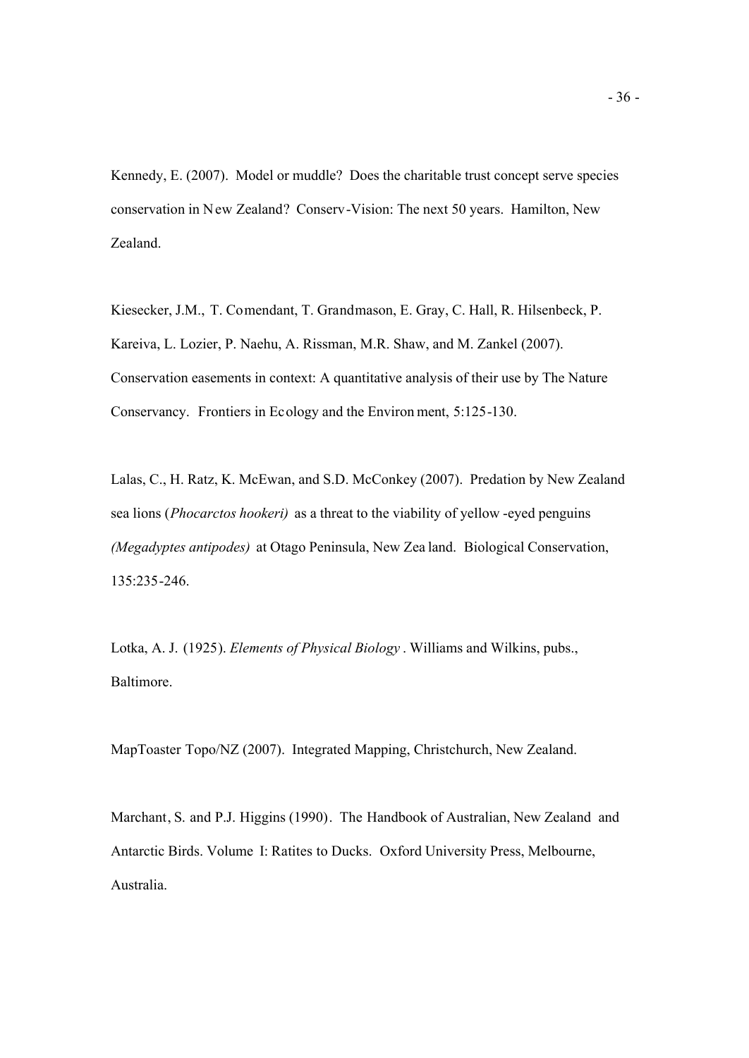Kennedy, E. (2007). Model or muddle? Does the charitable trust concept serve species conservation in New Zealand? Conserv-Vision: The next 50 years. Hamilton, New Zealand.

Kiesecker, J.M., T. Comendant, T. Grandmason, E. Gray, C. Hall, R. Hilsenbeck, P. Kareiva, L. Lozier, P. Naehu, A. Rissman, M.R. Shaw, and M. Zankel (2007). Conservation easements in context: A quantitative analysis of their use by The Nature Conservancy. Frontiers in Ecology and the Environment, 5:125-130.

Lalas, C., H. Ratz, K. McEwan, and S.D. McConkey (2007). Predation by New Zealand sea lions (*Phocarctos hookeri)* as a threat to the viability of yellow-eyed penguins *(Megadyptes antipodes)* at Otago Peninsula, New Zealand. Biological Conservation, 135:235-246.

Lotka, A. J. (1925). *Elements of Physical Biology*. Williams and Wilkins, pubs., Baltimore.

MapToaster Topo/NZ (2007). Integrated Mapping, Christchurch, New Zealand.

Marchant, S. and P.J. Higgins (1990). The Handbook of Australian, New Zealand and Antarctic Birds. Volume I: Ratites to Ducks. Oxford University Press, Melbourne, Australia.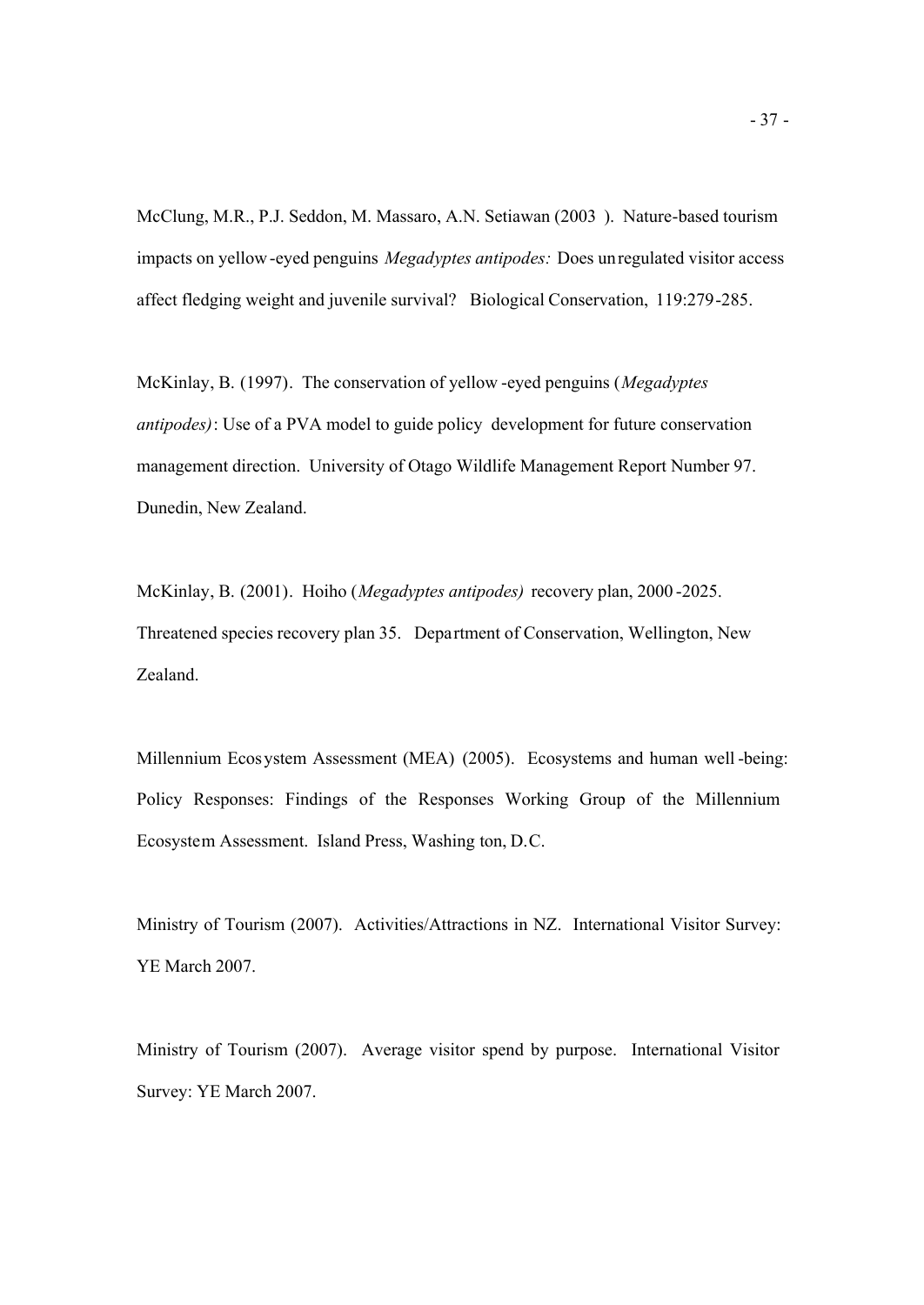McClung, M.R., P.J. Seddon, M. Massaro, A.N. Setiawan (2003). Nature-based tourism impacts on yellow-eyed penguins *Megadyptes antipodes:* Does unregulated visitor access affect fledging weight and juvenile survival? Biological Conservation, 119:279-285.

McKinlay, B. (1997). The conservation of yellow-eyed penguins (*Megadyptes antipodes)*: Use of a PVA model to guide policy development for future conservation management direction. University of Otago Wildlife Management Report Number 97. Dunedin, New Zealand.

McKinlay, B. (2001). Hoiho (*Megadyptes antipodes)* recovery plan, 2000-2025. Threatened species recovery plan 35. Department of Conservation, Wellington, New Zealand.

Millennium Ecosystem Assessment (MEA) (2005). Ecosystems and human well-being: Policy Responses: Findings of the Responses Working Group of the Millennium Ecosystem Assessment. Island Press, Washington, D.C.

Ministry of Tourism (2007). Activities/Attractions in NZ. International Visitor Survey: YE March 2007.

Ministry of Tourism (2007). Average visitor spend by purpose. International Visitor Survey: YE March 2007.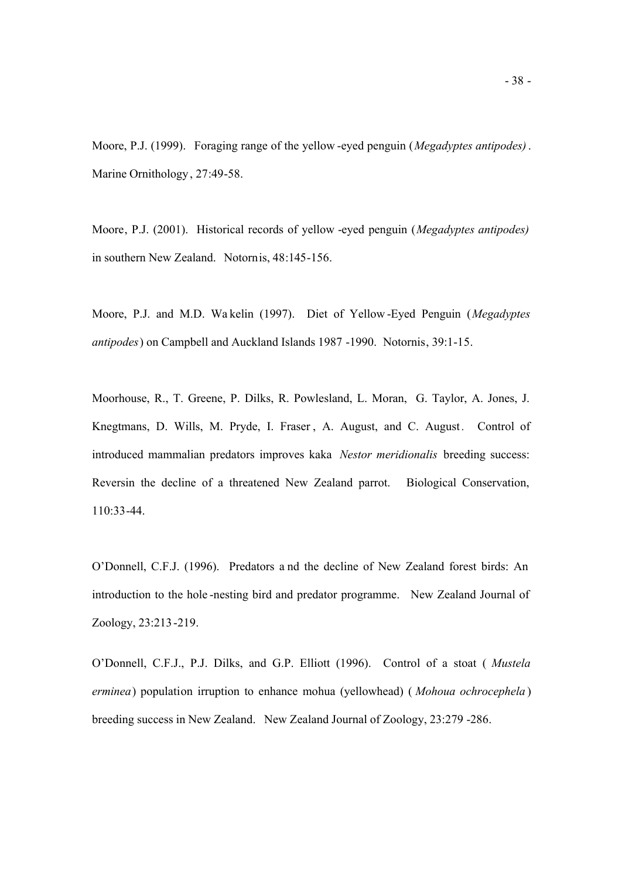Moore, P.J. (1999). Foraging range of the yellow-eyed penguin (*Megadyptes antipodes)*. Marine Ornithology, 27:49-58.

Moore, P.J. (2001). Historical records of yellow-eyed penguin (*Megadyptes antipodes)* in southern New Zealand. Notornis, 48:145-156.

Moore, P.J. and M.D. Wakelin (1997). Diet of Yellow-Eyed Penguin (*Megadyptes antipodes*) on Campbell and Auckland Islands 1987-1990. Notornis, 39:1-15.

Moorhouse, R., T. Greene, P. Dilks, R. Powlesland, L. Moran, G. Taylor, A. Jones, J. Knegtmans, D. Wills, M. Pryde, I. Fraser, A. August, and C. August. Control of introduced mammalian predators improves kaka *Nestor meridionalis* breeding success: Reversin the decline of a threatened New Zealand parrot. Biological Conservation, 110:33-44.

O'Donnell, C.F.J. (1996). Predators and the decline of New Zealand forest birds: An introduction to the hole-nesting bird and predator programme. New Zealand Journal of Zoology, 23:213-219.

O'Donnell, C.F.J., P.J. Dilks, and G.P. Elliott (1996). Control of a stoat (*Mustela erminea*) population irruption to enhance mohua (yellowhead) (*Mohoua ochrocephela*) breeding success in New Zealand. New Zealand Journal of Zoology, 23:279-286.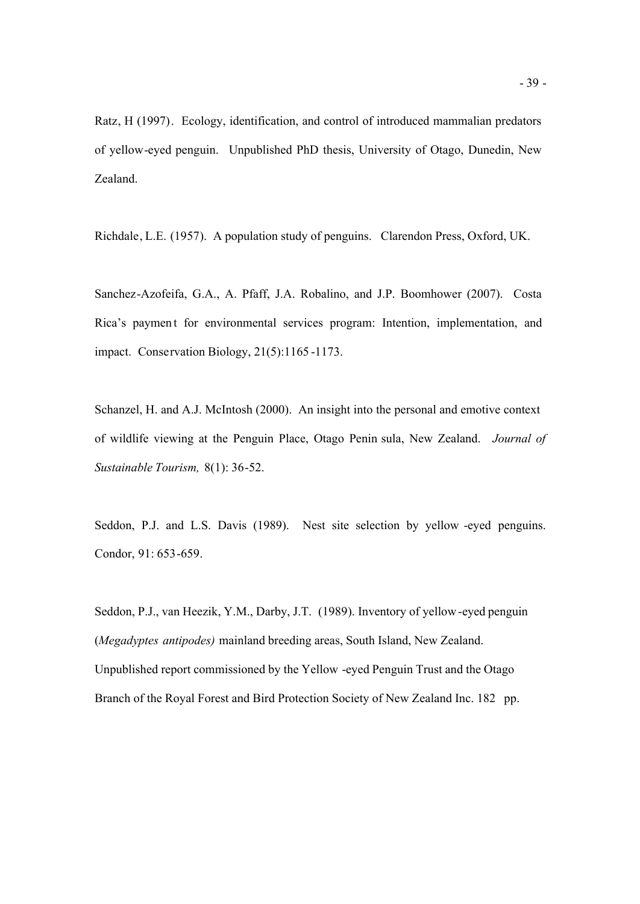Ratz, H (1997). Ecology, identification, and control of introduced mammalian predators of yellow-eyed penguin. Unpublished PhD thesis, University of Otago, Dunedin, New Zealand.

Richdale, L.E. (1957). A population study of penguins. Clarendon Press, Oxford, UK.

Sanchez-Azofeifa, G.A., A. Pfaff, J.A. Robalino, and J.P. Boomhower (2007). Costa Rica's payment for environmental services program: Intention, implementation, and impact. Conservation Biology, 21(5):1165-1173.

Schanzel, H. and A.J. McIntosh (2000). An insight into the personal and emotive context of wildlife viewing at the Penguin Place, Otago Peninsula, New Zealand. *Journal of Sustainable Tourism,* 8(1): 36-52.

Seddon, P.J. and L.S. Davis (1989). Nest site selection by yellow-eyed penguins. Condor, 91: 653-659.

Seddon, P.J., van Heezik, Y.M., Darby, J.T. (1989). Inventory of yellow-eyed penguin (*Megadyptes antipodes)* mainland breeding areas, South Island, New Zealand. Unpublished report commissioned by the Yellow-eyed Penguin Trust and the Otago Branch of the Royal Forest and Bird Protection Society of New Zealand Inc. 182 pp.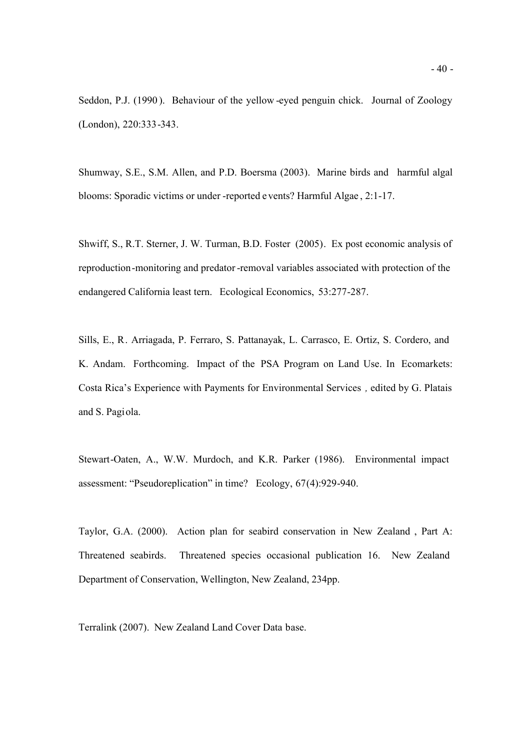Seddon, P.J. (1990). Behaviour of the yellow-eyed penguin chick. Journal of Zoology (London), 220:333-343.

Shumway, S.E., S.M. Allen, and P.D. Boersma (2003). Marine birds and harmful algal blooms: Sporadic victims or under-reported events? Harmful Algae, 2:1-17.

Shwiff, S., R.T. Sterner, J. W. Turman, B.D. Foster (2005). Ex post economic analysis of reproduction-monitoring and predator-removal variables associated with protection of the endangered California least tern. Ecological Economics, 53:277-287.

Sills, E., R. Arriagada, P. Ferraro, S. Pattanayak, L. Carrasco, E. Ortiz, S. Cordero, and K. Andam. Forthcoming. Impact of the PSA Program on Land Use. In Ecomarkets: Costa Rica's Experience with Payments for Environmental Services, edited by G. Platais and S. Pagiola.

Stewart-Oaten, A., W.W. Murdoch, and K.R. Parker (1986). Environmental impact assessment: "Pseudoreplication" in time? Ecology, 67(4):929-940.

Taylor, G.A. (2000). Action plan for seabird conservation in New Zealand, Part A: Threatened seabirds. Threatened species occasional publication 16. New Zealand Department of Conservation, Wellington, New Zealand, 234pp.

Terralink (2007). New Zealand Land Cover Data base.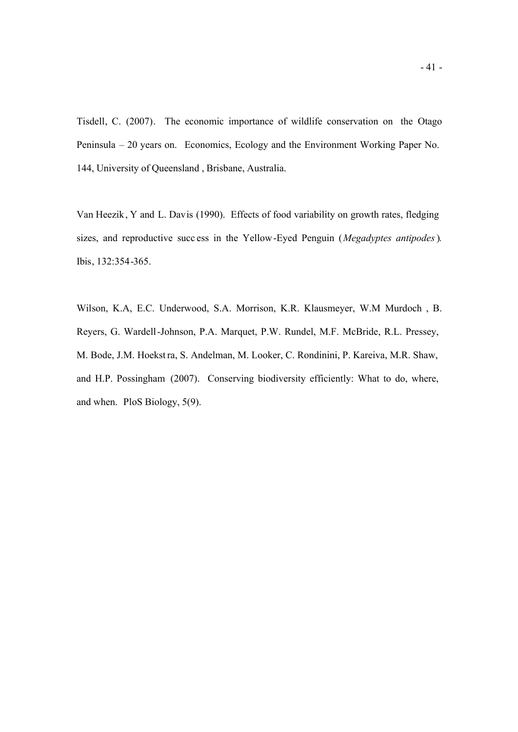Tisdell, C. (2007). The economic importance of wildlife conservation on the Otago Peninsula – 20 years on. Economics, Ecology and the Environment Working Paper No. 144, University of Queensland , Brisbane, Australia.

Van Heezik, Y and L. Davis (1990). Effects of food variability on growth rates, fledging sizes, and reproductive success in the Yellow-Eyed Penguin (*Megadyptes antipodes*). Ibis, 132:354-365.

Wilson, K.A, E.C. Underwood, S.A. Morrison, K.R. Klausmeyer, W.M Murdoch , B. Reyers, G. Wardell-Johnson, P.A. Marquet, P.W. Rundel, M.F. McBride, R.L. Pressey, M. Bode, J.M. Hoekstra, S. Andelman, M. Looker, C. Rondinini, P. Kareiva, M.R. Shaw, and H.P. Possingham (2007). Conserving biodiversity efficiently: What to do, where, and when. PloS Biology, 5(9).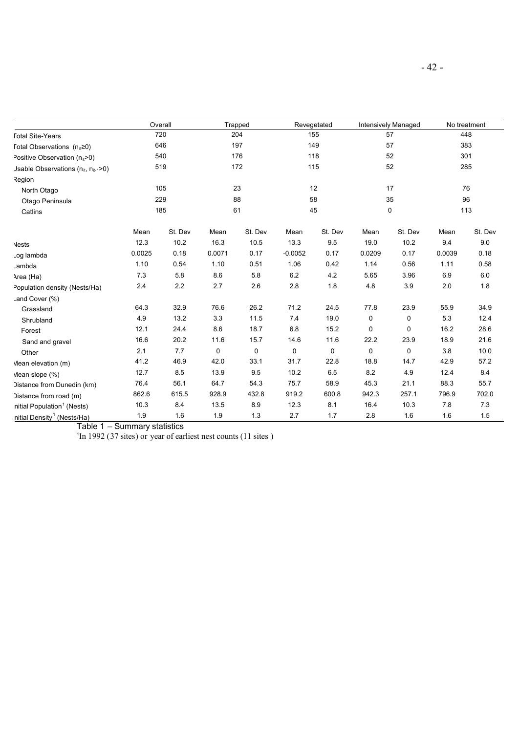| | Overall | | Trapped | | Revegetated | | Intensively Managed | | No treatment | |
|---|---|---|---|---|---|---|---|---|---|---|
| Total Site-Years | 720 | | 204 | | 155 | | 57 | | 448 | |
| Total Observations ($n_{it} \geq 0$) | 646 | | 197 | | 149 | | 57 | | 383 | |
| Positive Observation ($n_{it} > 0$) | 540 | | 176 | | 118 | | 52 | | 301 | |
| Usable Observations ($n_{it}$, $n_{it-1} > 0$) | 519 | | 172 | | 115 | | 52 | | 285 | |
| Region | | | | | | | | | | |
| North Otago | 105 | | 23 | | 12 | | 17 | | 76 | |
| Otago Peninsula | 229 | | 88 | | 58 | | 35 | | 96 | |
| Catlins | 185 | | 61 | | 45 | | 0 | | 113 | |
| | Mean | St. Dev | Mean | St. Dev | Mean | St. Dev | Mean | St. Dev | Mean | St. Dev |
| Nests | 12.3 | 10.2 | 16.3 | 10.5 | 13.3 | 9.5 | 19.0 | 10.2 | 9.4 | 9.0 |
| Log lambda | 0.0025 | 0.18 | 0.0071 | 0.17 | -0.0052 | 0.17 | 0.0209 | 0.17 | 0.0039 | 0.18 |
| Lambda | 1.10 | 0.54 | 1.10 | 0.51 | 1.06 | 0.42 | 1.14 | 0.56 | 1.11 | 0.58 |
| Area (Ha) | 7.3 | 5.8 | 8.6 | 5.8 | 6.2 | 4.2 | 5.65 | 3.96 | 6.9 | 6.0 |
| Population density (Nests/Ha) | 2.4 | 2.2 | 2.7 | 2.6 | 2.8 | 1.8 | 4.8 | 3.9 | 2.0 | 1.8 |
| Land Cover (%) | | | | | | | | | | |
| Grassland | 64.3 | 32.9 | 76.6 | 26.2 | 71.2 | 24.5 | 77.8 | 23.9 | 55.9 | 34.9 |
| Shrubland | 4.9 | 13.2 | 3.3 | 11.5 | 7.4 | 19.0 | 0 | 0 | 5.3 | 12.4 |
| Forest | 12.1 | 24.4 | 8.6 | 18.7 | 6.8 | 15.2 | 0 | 0 | 16.2 | 28.6 |
| Sand and gravel | 16.6 | 20.2 | 11.6 | 15.7 | 14.6 | 11.6 | 22.2 | 23.9 | 18.9 | 21.6 |
| Other | 2.1 | 7.7 | 0 | 0 | 0 | 0 | 0 | 0 | 3.8 | 10.0 |
| Mean elevation (m) | 41.2 | 46.9 | 42.0 | 33.1 | 31.7 | 22.8 | 18.8 | 14.7 | 42.9 | 57.2 |
| Mean slope (%) | 12.7 | 8.5 | 13.9 | 9.5 | 10.2 | 6.5 | 8.2 | 4.9 | 12.4 | 8.4 |
| Distance from Dunedin (km) | 76.4 | 56.1 | 64.7 | 54.3 | 75.7 | 58.9 | 45.3 | 21.1 | 88.3 | 55.7 |
| Distance from road (m) | 862.6 | 615.5 | 928.9 | 432.8 | 919.2 | 600.8 | 942.3 | 257.1 | 796.9 | 702.0 |
| Initial Population[1] (Nests) | 10.3 | 8.4 | 13.5 | 8.9 | 12.3 | 8.1 | 16.4 | 10.3 | 7.8 | 7.3 |
| Initial Density[1] (Nests/Ha) | 1.9 | 1.6 | 1.9 | 1.3 | 2.7 | 1.7 | 2.8 | 1.6 | 1.6 | 1.5 |

Table 1 – Summary statistics

[1]In 1992 (37 sites) or year of earliest nest counts (11 sites )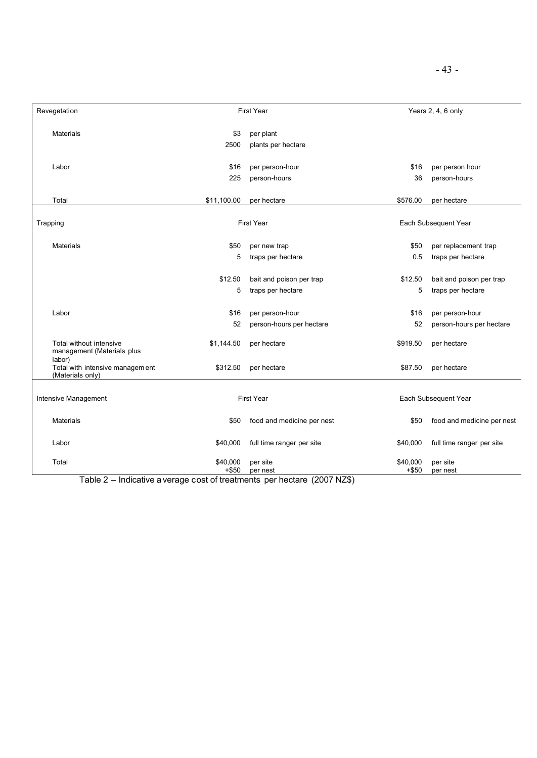| Revegetation | First Year | | Years 2, 4, 6 only | |
|---|---|---|---|---|
| Materials | $3 | per plant | | |
| | 2500 | plants per hectare | | |
| Labor | $16 | per person-hour | $16 | per person hour |
| | 225 | person-hours | 36 | person-hours |
| Total | $11,100.00 | per hectare | $576.00 | per hectare |
| **Trapping** | **First Year** | | **Each Subsequent Year** | |
| Materials | $50 | per new trap | $50 | per replacement trap |
| | 5 | traps per hectare | 0.5 | traps per hectare |
| | $12.50 | bait and poison per trap | $12.50 | bait and poison per trap |
| | 5 | traps per hectare | 5 | traps per hectare |
| Labor | $16 | per person-hour | $16 | per person-hour |
| | 52 | person-hours per hectare | 52 | person-hours per hectare |
| Total without intensive management (Materials plus labor) | $1,144.50 | per hectare | $919.50 | per hectare |
| Total with intensive management (Materials only) | $312.50 | per hectare | $87.50 | per hectare |
| **Intensive Management** | **First Year** | | **Each Subsequent Year** | |
| Materials | $50 | food and medicine per nest | $50 | food and medicine per nest |
| Labor | $40,000 | full time ranger per site | $40,000 | full time ranger per site |
| Total | $40,000 +$50 | per site per nest | $40,000 +$50 | per site per nest |

Table 2 – Indicative average cost of treatments per hectare (2007 NZ$)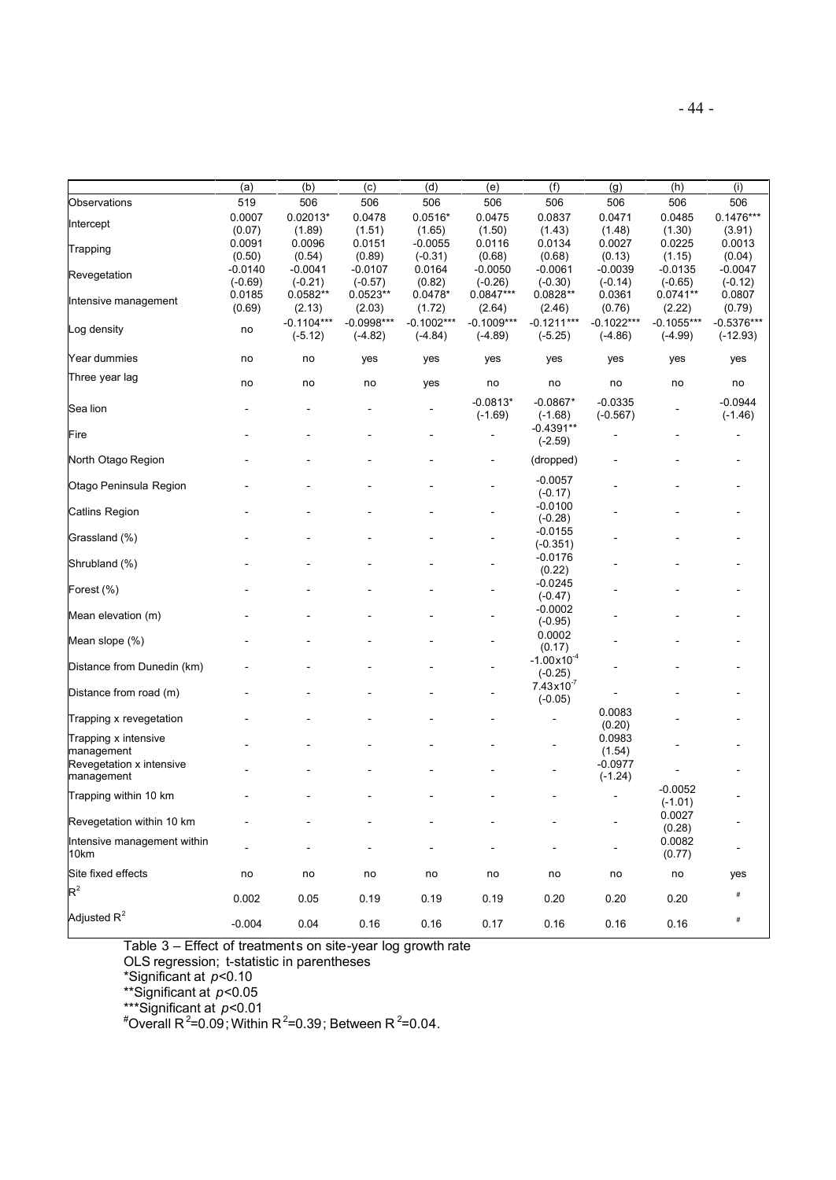| | (a) | (b) | (c) | (d) | (e) | (f) | (g) | (h) | (i) |
|---|---|---|---|---|---|---|---|---|---|
| Observations | 519 | 506 | 506 | 506 | 506 | 506 | 506 | 506 | 506 |
| Intercept | 0.0007 (0.07) | 0.02013* (1.89) | 0.0478 (1.51) | 0.0516* (1.65) | 0.0475 (1.50) | 0.0837 (1.43) | 0.0471 (1.48) | 0.0485 (1.30) | 0.1476*** (3.91) |
| Trapping | 0.0091 (0.50) | 0.0096 (0.54) | 0.0151 (0.89) | -0.0055 (-0.31) | 0.0116 (0.68) | 0.0134 (0.68) | 0.0027 (0.13) | 0.0225 (1.15) | 0.0013 (0.04) |
| Revegetation | -0.0140 (-0.69) | -0.0041 (-0.21) | -0.0107 (-0.57) | 0.0164 (0.82) | -0.0050 (-0.26) | -0.0061 (-0.30) | -0.0039 (-0.14) | -0.0135 (-0.65) | -0.0047 (-0.12) |
| Intensive management | 0.0185 (0.69) | 0.0582** (2.13) | 0.0523** (2.03) | 0.0478* (1.72) | 0.0847*** (2.64) | 0.0828** (2.46) | 0.0361 (0.76) | 0.0741** (2.22) | 0.0807 (0.79) |
| Log density | no | -0.1104*** (-5.12) | -0.0998*** (-4.82) | -0.1002*** (-4.84) | -0.1009*** (-4.89) | -0.1211*** (-5.25) | -0.1022*** (-4.86) | -0.1055*** (-4.99) | -0.5376*** (-12.93) |
| Year dummies | no | no | yes | yes | yes | yes | yes | yes | yes |
| Three year lag | no | no | no | yes | no | no | no | no | no |
| Sea lion | - | - | - | - | -0.0813* (-1.69) | -0.0867* (-1.68) | -0.0335 (-0.567) | - | -0.0944 (-1.46) |
| Fire | - | - | - | - | - | -0.4391** (-2.59) | - | - | - |
| North Otago Region | - | - | - | - | - | (dropped) | - | - | - |
| Otago Peninsula Region | - | - | - | - | - | -0.0057 (-0.17) | - | - | - |
| Catlins Region | - | - | - | - | - | -0.0100 (-0.28) | - | - | - |
| Grassland (%) | - | - | - | - | - | -0.0155 (-0.351) | - | - | - |
| Shrubland (%) | - | - | - | - | - | -0.0176 (0.22) | - | - | - |
| Forest (%) | - | - | - | - | - | -0.0245 (-0.47) | - | - | - |
| Mean elevation (m) | - | - | - | - | - | -0.0002 (-0.95) | - | - | - |
| Mean slope (%) | - | - | - | - | - | 0.0002 (0.17) | - | - | - |
| Distance from Dunedin (km) | - | - | - | - | - | $-1.00 \times 10^{-4}$ (-0.25) | - | - | - |
| Distance from road (m) | - | - | - | - | - | $7.43 \times 10^{-7}$ (-0.05) | - | - | - |
| Trapping x revegetation | - | - | - | - | - | - | 0.0083 (0.20) | - | - |
| Trapping x intensive management | - | - | - | - | - | - | 0.0983 (1.54) | - | - |
| Revegetation x intensive management | - | - | - | - | - | - | -0.0977 (-1.24) | - | - |
| Trapping within 10 km | - | - | - | - | - | - | - | -0.0052 (-1.01) | - |
| Revegetation within 10 km | - | - | - | - | - | - | - | 0.0027 (0.28) | - |
| Intensive management within 10km | - | - | - | - | - | - | - | 0.0082 (0.77) | - |
| Site fixed effects | no | no | no | no | no | no | no | no | yes |
| $R^2$ | 0.002 | 0.05 | 0.19 | 0.19 | 0.19 | 0.20 | 0.20 | 0.20 | # |
| Adjusted $R^2$ | -0.004 | 0.04 | 0.16 | 0.16 | 0.17 | 0.16 | 0.16 | 0.16 | # |

Table 3 – Effect of treatments on site-year log growth rate

OLS regression; t-statistic in parentheses

*Significant at $p<0.10$

**Significant at $p<0.05$

***Significant at $p<0.01$

#Overall $R^2=0.09$; Within $R^2=0.39$; Between $R^2=0.04$.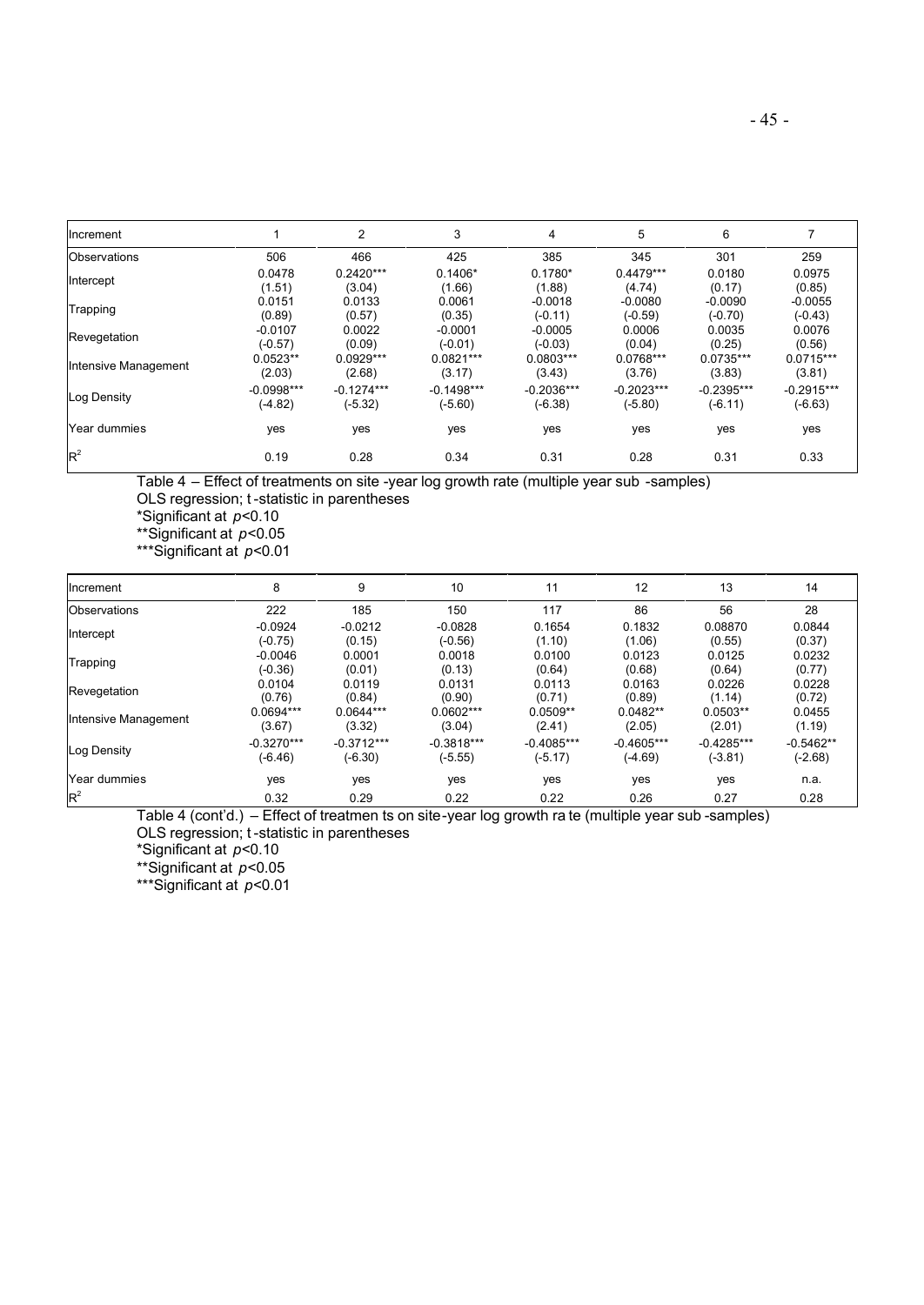| Increment | 1 | 2 | 3 | 4 | 5 | 6 | 7 |
|---|---|---|---|---|---|---|---|
| Observations | 506 | 466 | 425 | 385 | 345 | 301 | 259 |
| Intercept | 0.0478 | 0.2420*** | 0.1406* | 0.1780* | 0.4479*** | 0.0180 | 0.0975 |
| | (1.51) | (3.04) | (1.66) | (1.88) | (4.74) | (0.17) | (0.85) |
| Trapping | 0.0151 | 0.0133 | 0.0061 | -0.0018 | -0.0080 | -0.0090 | -0.0055 |
| | (0.89) | (0.57) | (0.35) | (-0.11) | (-0.59) | (-0.70) | (-0.43) |
| Revegetation | -0.0107 | 0.0022 | -0.0001 | -0.0005 | 0.0006 | 0.0035 | 0.0076 |
| | (-0.57) | (0.09) | (-0.01) | (-0.03) | (0.04) | (0.25) | (0.56) |
| Intensive Management | 0.0523** | 0.0929*** | 0.0821*** | 0.0803*** | 0.0768*** | 0.0735*** | 0.0715*** |
| | (2.03) | (2.68) | (3.17) | (3.43) | (3.76) | (3.83) | (3.81) |
| Log Density | -0.0998*** | -0.1274*** | -0.1498*** | -0.2036*** | -0.2023*** | -0.2395*** | -0.2915*** |
| | (-4.82) | (-5.32) | (-5.60) | (-6.38) | (-5.80) | (-6.11) | (-6.63) |
| Year dummies | yes | yes | yes | yes | yes | yes | yes |
| $R^2$ | 0.19 | 0.28 | 0.34 | 0.31 | 0.28 | 0.31 | 0.33 |

Table 4 – Effect of treatments on site -year log growth rate (multiple year sub -samples)
OLS regression; t-statistic in parentheses
*Significant at $p<0.10$
**Significant at $p<0.05$
***Significant at $p<0.01$

| Increment | 8 | 9 | 10 | 11 | 12 | 13 | 14 |
|---|---|---|---|---|---|---|---|
| Observations | 222 | 185 | 150 | 117 | 86 | 56 | 28 |
| Intercept | -0.0924 | -0.0212 | -0.0828 | 0.1654 | 0.1832 | 0.08870 | 0.0844 |
| | (-0.75) | (0.15) | (-0.56) | (1.10) | (1.06) | (0.55) | (0.37) |
| Trapping | -0.0046 | 0.0001 | 0.0018 | 0.0100 | 0.0123 | 0.0125 | 0.0232 |
| | (-0.36) | (0.01) | (0.13) | (0.64) | (0.68) | (0.64) | (0.77) |
| Revegetation | 0.0104 | 0.0119 | 0.0131 | 0.0113 | 0.0163 | 0.0226 | 0.0228 |
| | (0.76) | (0.84) | (0.90) | (0.71) | (0.89) | (1.14) | (0.72) |
| Intensive Management | 0.0694*** | 0.0644*** | 0.0602*** | 0.0509** | 0.0482** | 0.0503** | 0.0455 |
| | (3.67) | (3.32) | (3.04) | (2.41) | (2.05) | (2.01) | (1.19) |
| Log Density | -0.3270*** | -0.3712*** | -0.3818*** | -0.4085*** | -0.4605*** | -0.4285*** | -0.5462** |
| | (-6.46) | (-6.30) | (-5.55) | (-5.17) | (-4.69) | (-3.81) | (-2.68) |
| Year dummies | yes | yes | yes | yes | yes | yes | n.a. |
| $R^2$ | 0.32 | 0.29 | 0.22 | 0.22 | 0.26 | 0.27 | 0.28 |

Table 4 (cont'd.) – Effect of treatmen ts on site-year log growth ra te (multiple year sub -samples)
OLS regression; t-statistic in parentheses
*Significant at $p<0.10$
**Significant at $p<0.05$
***Significant at $p<0.01$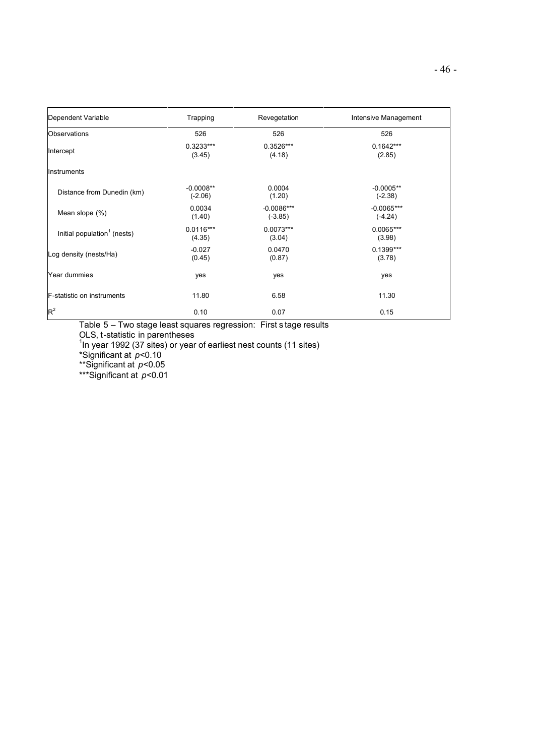| Dependent Variable | Trapping | Revegetation | Intensive Management |
|---|---|---|---|
| Observations | 526 | 526 | 526 |
| Intercept | 0.3233***<br>(3.45) | 0.3526***<br>(4.18) | 0.1642***<br>(2.85) |
| Instruments | | | |
| Distance from Dunedin (km) | -0.0008**<br>(-2.06) | 0.0004<br>(1.20) | -0.0005**<br>(-2.38) |
| Mean slope (%) | 0.0034<br>(1.40) | -0.0086***<br>(-3.85) | -0.0065***<br>(-4.24) |
| Initial population[1] (nests) | 0.0116***<br>(4.35) | 0.0073***<br>(3.04) | 0.0065***<br>(3.98) |
| Log density (nests/Ha) | -0.027<br>(0.45) | 0.0470<br>(0.87) | 0.1399***<br>(3.78) |
| Year dummies | yes | yes | yes |
| F-statistic on instruments | 11.80 | 6.58 | 11.30 |
| $R^2$ | 0.10 | 0.07 | 0.15 |

Table 5 – Two stage least squares regression: First stage results

OLS, t-statistic in parentheses

[1]In year 1992 (37 sites) or year of earliest nest counts (11 sites)

*Significant at $p<0.10$

**Significant at $p<0.05$

***Significant at $p<0.01$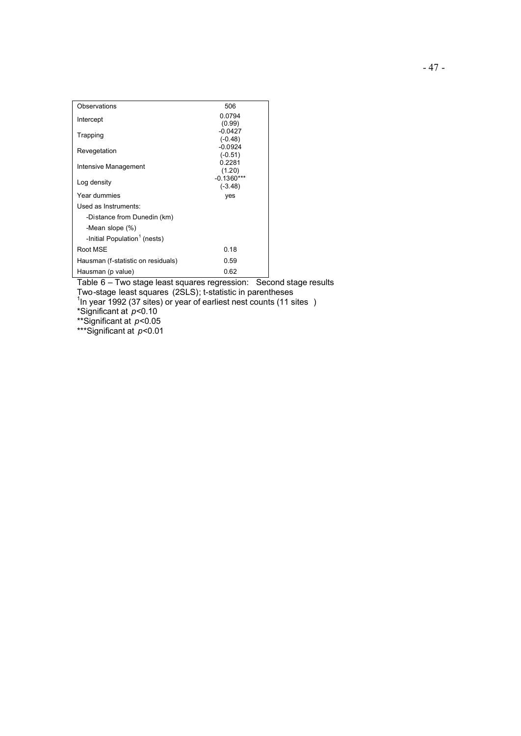| Observations | 506 |
| --- | --- |
| Intercept | 0.0794<br>(0.99) |
| Trapping | -0.0427<br>(-0.48) |
| Revegetation | -0.0924<br>(-0.51) |
| Intensive Management | 0.2281<br>(1.20) |
| Log density | -0.1360***<br>(-3.48) |
| Year dummies | yes |
| Used as Instruments: | |
| -Distance from Dunedin (km) | |
| -Mean slope (%) | |
| -Initial Population[1] (nests) | |
| Root MSE | 0.18 |
| Hausman (f-statistic on residuals) | 0.59 |
| Hausman (p value) | 0.62 |

Table 6 – Two stage least squares regression: Second stage results

Two-stage least squares (2SLS); t-statistic in parentheses

[1]In year 1992 (37 sites) or year of earliest nest counts (11 sites )

*Significant at $p<0.10$

**Significant at $p<0.05$

***Significant at $p<0.01$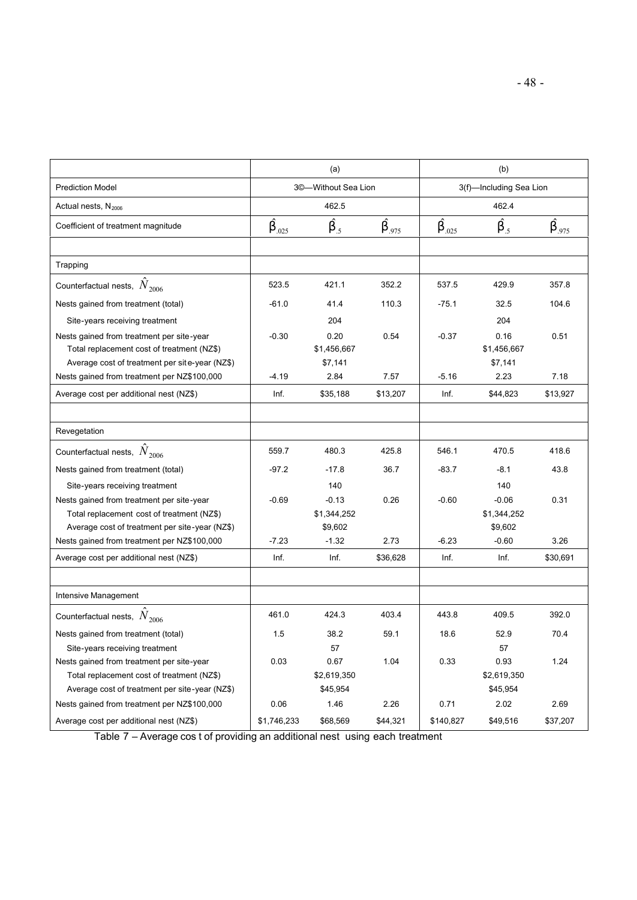| | (a) | | | (b) | | |
|---|---|---|---|---|---|---|
| Prediction Model | 3©—Without Sea Lion | | | 3(f)—Including Sea Lion | | |
| Actual nests, $N_{2006}$ | 462.5 | | | 462.4 | | |
| Coefficient of treatment magnitude | $\hat{\beta}_{.025}$ | $\hat{\beta}_{.5}$ | $\hat{\beta}_{.975}$ | $\hat{\beta}_{.025}$ | $\hat{\beta}_{.5}$ | $\hat{\beta}_{.975}$ |
| | | | | | | |
| Trapping | | | | | | |
| Counterfactual nests, $\hat{N}_{2006}$ | 523.5 | 421.1 | 352.2 | 537.5 | 429.9 | 357.8 |
| Nests gained from treatment (total) | -61.0 | 41.4 | 110.3 | -75.1 | 32.5 | 104.6 |
| Site-years receiving treatment | | 204 | | | 204 | |
| Nests gained from treatment per site-year | -0.30 | 0.20 | 0.54 | -0.37 | 0.16 | 0.51 |
| Total replacement cost of treatment (NZ$) | | $1,456,667 | | | $1,456,667 | |
| Average cost of treatment per site-year (NZ$) | | $7,141 | | | $7,141 | |
| Nests gained from treatment per NZ$100,000 | -4.19 | 2.84 | 7.57 | -5.16 | 2.23 | 7.18 |
| Average cost per additional nest (NZ$) | Inf. | $35,188 | $13,207 | Inf. | $44,823 | $13,927 |
| | | | | | | |
| Revegetation | | | | | | |
| Counterfactual nests, $\hat{N}_{2006}$ | 559.7 | 480.3 | 425.8 | 546.1 | 470.5 | 418.6 |
| Nests gained from treatment (total) | -97.2 | -17.8 | 36.7 | -83.7 | -8.1 | 43.8 |
| Site-years receiving treatment | | 140 | | | 140 | |
| Nests gained from treatment per site-year | -0.69 | -0.13 | 0.26 | -0.60 | -0.06 | 0.31 |
| Total replacement cost of treatment (NZ$) | | $1,344,252 | | | $1,344,252 | |
| Average cost of treatment per site-year (NZ$) | | $9,602 | | | $9,602 | |
| Nests gained from treatment per NZ$100,000 | -7.23 | -1.32 | 2.73 | -6.23 | -0.60 | 3.26 |
| Average cost per additional nest (NZ$) | Inf. | Inf. | $36,628 | Inf. | Inf. | $30,691 |
| | | | | | | |
| Intensive Management | | | | | | |
| Counterfactual nests, $\hat{N}_{2006}$ | 461.0 | 424.3 | 403.4 | 443.8 | 409.5 | 392.0 |
| Nests gained from treatment (total) | 1.5 | 38.2 | 59.1 | 18.6 | 52.9 | 70.4 |
| Site-years receiving treatment | | 57 | | | 57 | |
| Nests gained from treatment per site-year | 0.03 | 0.67 | 1.04 | 0.33 | 0.93 | 1.24 |
| Total replacement cost of treatment (NZ$) | | $2,619,350 | | | $2,619,350 | |
| Average cost of treatment per site-year (NZ$) | | $45,954 | | | $45,954 | |
| Nests gained from treatment per NZ$100,000 | 0.06 | 1.46 | 2.26 | 0.71 | 2.02 | 2.69 |
| Average cost per additional nest (NZ$) | $1,746,233 | $68,569 | $44,321 | $140,827 | $49,516 | $37,207 |

Table 7 – Average cost of providing an additional nest using each treatment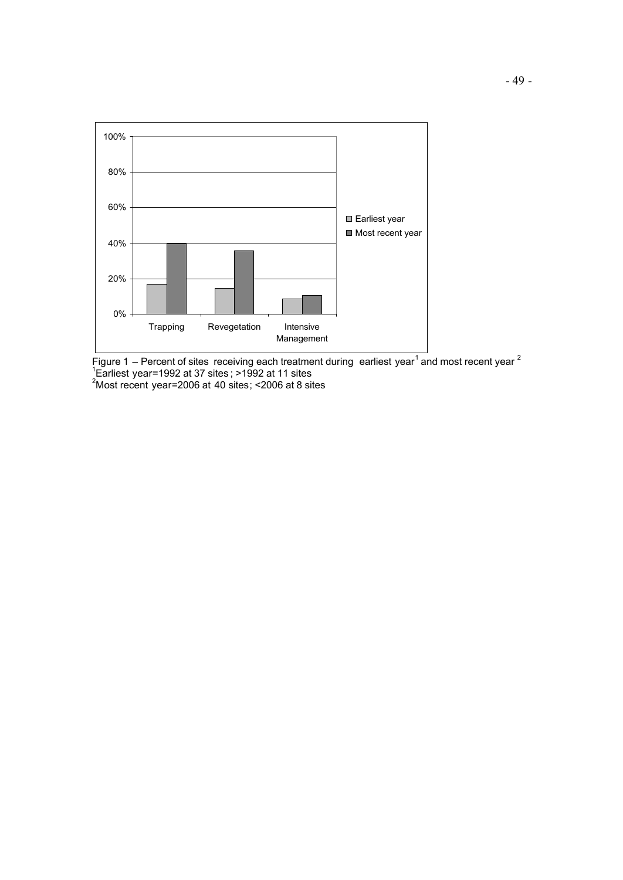Figure 1 – Percent of sites receiving each treatment during earliest year[1] and most recent year [2]

[1]Earliest year=1992 at 37 sites ; >1992 at 11 sites

[2]Most recent year=2006 at 40 sites; <2006 at 8 sites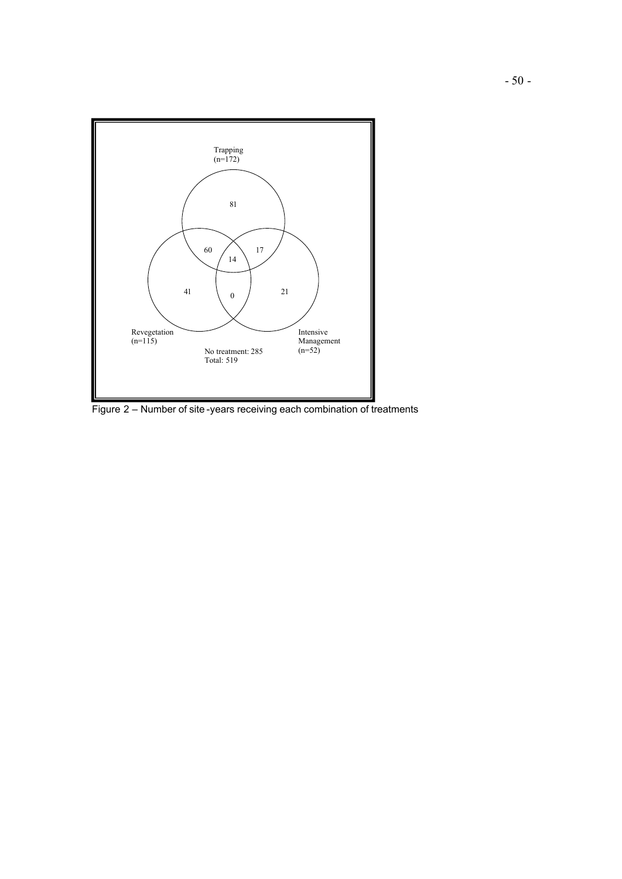Trapping
(n=172)

81

60

14

17

41

0

21

Revegetation
(n=115)

Intensive
Management
(n=52)

No treatment: 285
Total: 519

Figure 2 – Number of site-years receiving each combination of treatments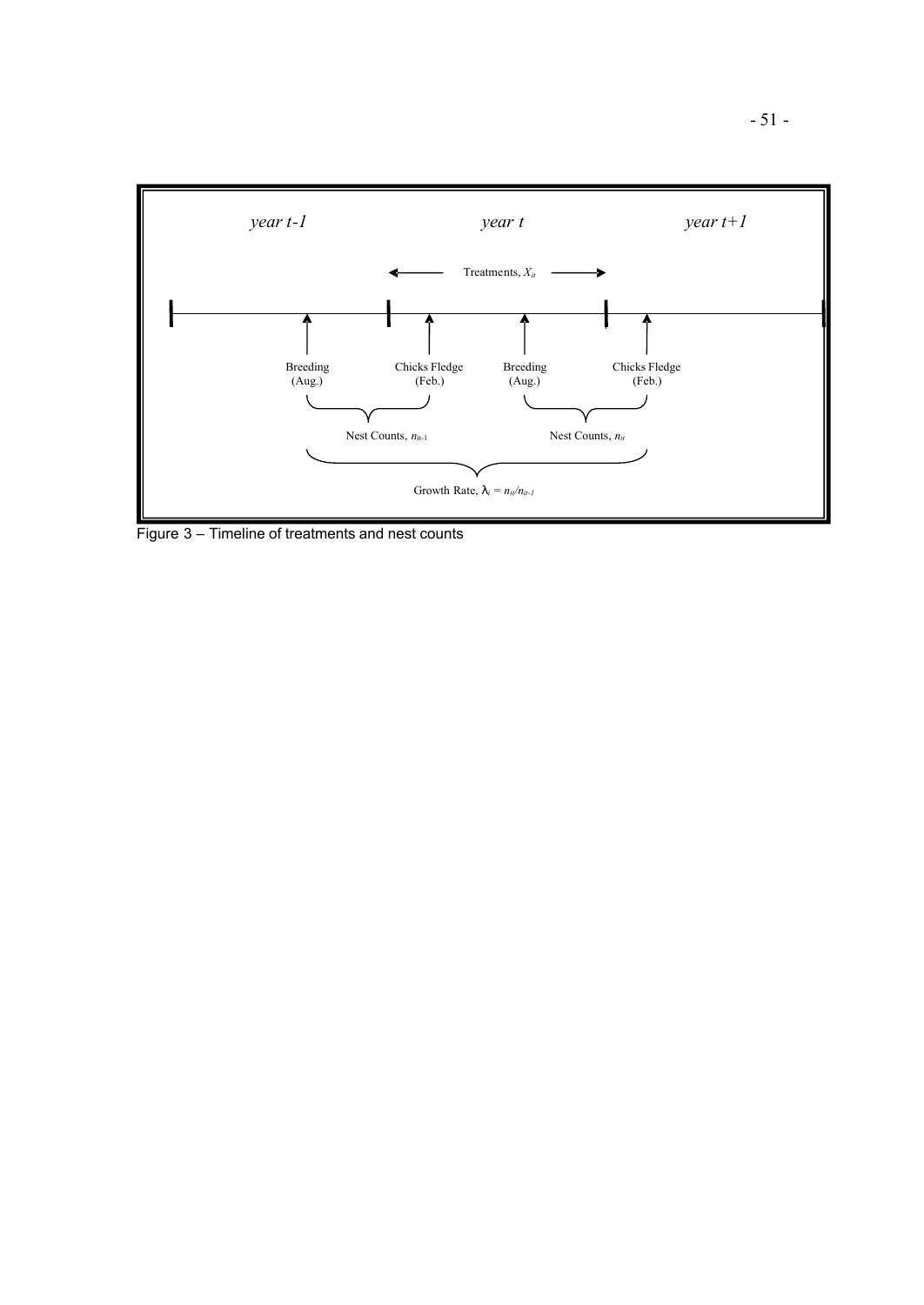*year t-1*

*year t*

*year t+1*

Treatments, $X_{it}$

Breeding (Aug.)

Chicks Fledge (Feb.)

Breeding (Aug.)

Chicks Fledge (Feb.)

Nest Counts, $n_{it-1}$

Nest Counts, $n_{it}$

Growth Rate, $\lambda_i = n_{it}/n_{it-1}$

Figure 3 – Timeline of treatments and nest counts